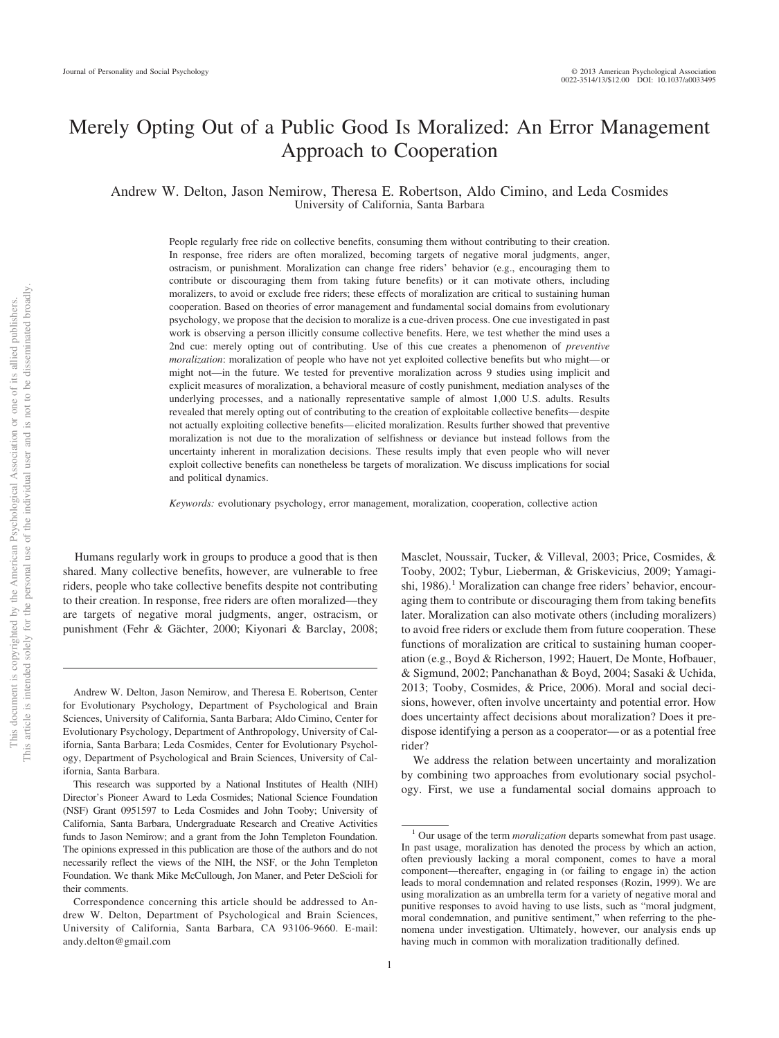# Merely Opting Out of a Public Good Is Moralized: An Error Management Approach to Cooperation

Andrew W. Delton, Jason Nemirow, Theresa E. Robertson, Aldo Cimino, and Leda Cosmides
University of California, Santa Barbara

People regularly free ride on collective benefits, consuming them without contributing to their creation. In response, free riders are often moralized, becoming targets of negative moral judgments, anger, ostracism, or punishment. Moralization can change free riders' behavior (e.g., encouraging them to contribute or discouraging them from taking future benefits) or it can motivate others, including moralizers, to avoid or exclude free riders; these effects of moralization are critical to sustaining human cooperation. Based on theories of error management and fundamental social domains from evolutionary psychology, we propose that the decision to moralize is a cue-driven process. One cue investigated in past work is observing a person illicitly consume collective benefits. Here, we test whether the mind uses a 2nd cue: merely opting out of contributing. Use of this cue creates a phenomenon of *preventive moralization*: moralization of people who have not yet exploited collective benefits but who might—or might not—in the future. We tested for preventive moralization across 9 studies using implicit and explicit measures of moralization, a behavioral measure of costly punishment, mediation analyses of the underlying processes, and a nationally representative sample of almost 1,000 U.S. adults. Results revealed that merely opting out of contributing to the creation of exploitable collective benefits—despite not actually exploiting collective benefits—elicited moralization. Results further showed that preventive moralization is not due to the moralization of selfishness or deviance but instead follows from the uncertainty inherent in moralization decisions. These results imply that even people who will never exploit collective benefits can nonetheless be targets of moralization. We discuss implications for social and political dynamics.

*Keywords:* evolutionary psychology, error management, moralization, cooperation, collective action

Humans regularly work in groups to produce a good that is then shared. Many collective benefits, however, are vulnerable to free riders, people who take collective benefits despite not contributing to their creation. In response, free riders are often moralized—they are targets of negative moral judgments, anger, ostracism, or punishment (Fehr & Gächter, 2000; Kiyonari & Barclay, 2008; Masclet, Noussair, Tucker, & Villeval, 2003; Price, Cosmides, & Tooby, 2002; Tybur, Lieberman, & Griskevicius, 2009; Yamagishi, 1986).[1] Moralization can change free riders' behavior, encouraging them to contribute or discouraging them from taking benefits later. Moralization can also motivate others (including moralizers) to avoid free riders or exclude them from future cooperation. These functions of moralization are critical to sustaining human cooperation (e.g., Boyd & Richerson, 1992; Hauert, De Monte, Hofbauer, & Sigmund, 2002; Panchanathan & Boyd, 2004; Sasaki & Uchida, 2013; Tooby, Cosmides, & Price, 2006). Moral and social decisions, however, often involve uncertainty and potential error. How does uncertainty affect decisions about moralization? Does it predispose identifying a person as a cooperator—or as a potential free rider?

We address the relation between uncertainty and moralization by combining two approaches from evolutionary social psychology. First, we use a fundamental social domains approach to

---

Andrew W. Delton, Jason Nemirow, and Theresa E. Robertson, Center for Evolutionary Psychology, Department of Psychological and Brain Sciences, University of California, Santa Barbara; Aldo Cimino, Center for Evolutionary Psychology, Department of Anthropology, University of California, Santa Barbara; Leda Cosmides, Center for Evolutionary Psychology, Department of Psychological and Brain Sciences, University of California, Santa Barbara.

This research was supported by a National Institutes of Health (NIH) Director's Pioneer Award to Leda Cosmides; National Science Foundation (NSF) Grant 0951597 to Leda Cosmides and John Tooby; University of California, Santa Barbara, Undergraduate Research and Creative Activities funds to Jason Nemirow; and a grant from the John Templeton Foundation. The opinions expressed in this publication are those of the authors and do not necessarily reflect the views of the NIH, the NSF, or the John Templeton Foundation. We thank Mike McCullough, Jon Maner, and Peter DeScioli for their comments.

Correspondence concerning this article should be addressed to Andrew W. Delton, Department of Psychological and Brain Sciences, University of California, Santa Barbara, CA 93106-9660. E-mail: andy.delton@gmail.com

[1] Our usage of the term *moralization* departs somewhat from past usage. In past usage, moralization has denoted the process by which an action, often previously lacking a moral component, comes to have a moral component—thereafter, engaging in (or failing to engage in) the action leads to moral condemnation and related responses (Rozin, 1999). We are using moralization as an umbrella term for a variety of negative moral and punitive responses to avoid having to use lists, such as "moral judgment, moral condemnation, and punitive sentiment," when referring to the phenomena under investigation. Ultimately, however, our analysis ends up having much in common with moralization traditionally defined.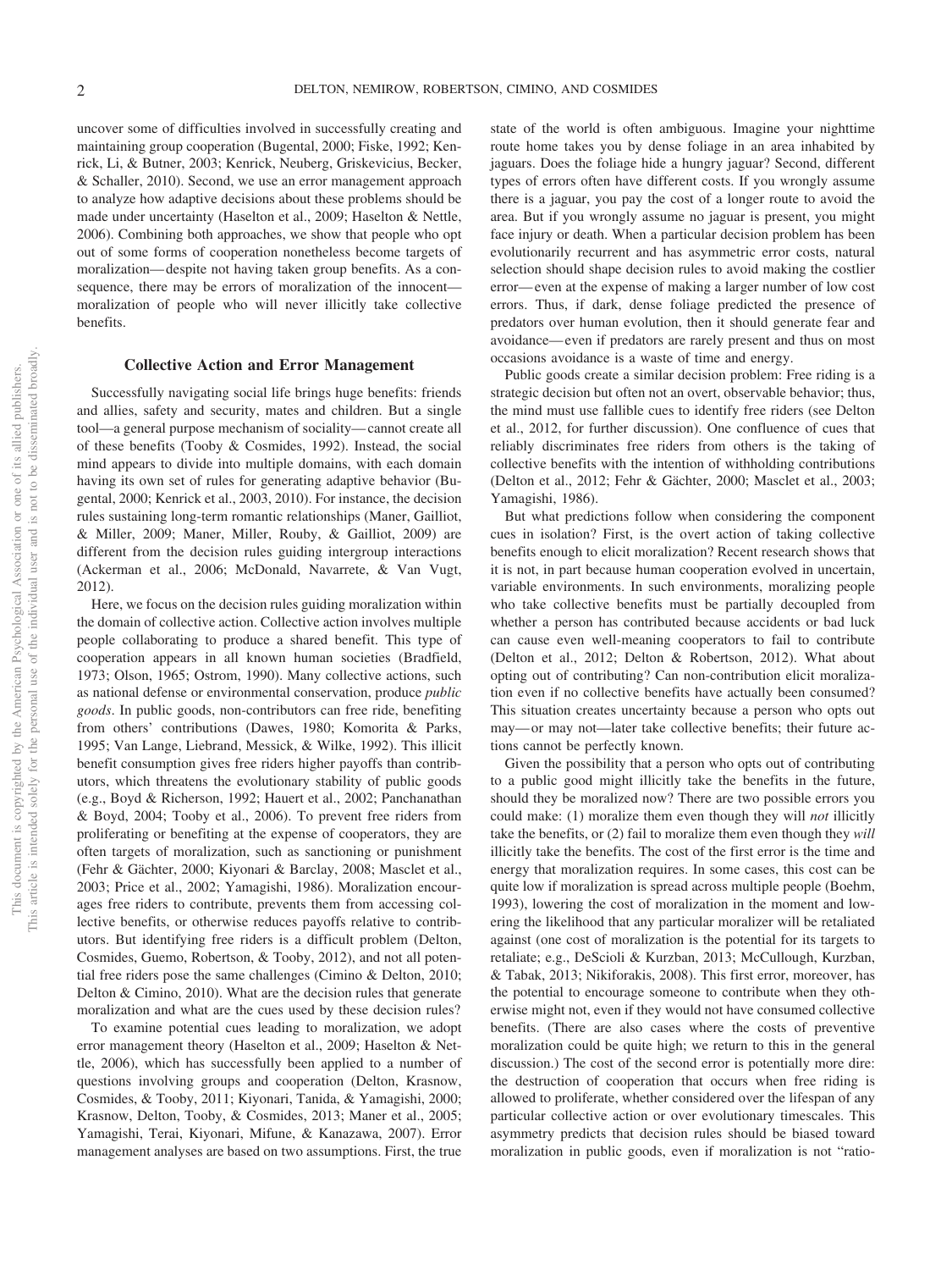uncover some of difficulties involved in successfully creating and maintaining group cooperation (Bugental, 2000; Fiske, 1992; Kenrick, Li, & Butner, 2003; Kenrick, Neuberg, Griskevicius, Becker, & Schaller, 2010). Second, we use an error management approach to analyze how adaptive decisions about these problems should be made under uncertainty (Haselton et al., 2009; Haselton & Nettle, 2006). Combining both approaches, we show that people who opt out of some forms of cooperation nonetheless become targets of moralization—despite not having taken group benefits. As a consequence, there may be errors of moralization of the innocent—moralization of people who will never illicitly take collective benefits.

## Collective Action and Error Management

Successfully navigating social life brings huge benefits: friends and allies, safety and security, mates and children. But a single tool—a general purpose mechanism of sociality—cannot create all of these benefits (Tooby & Cosmides, 1992). Instead, the social mind appears to divide into multiple domains, with each domain having its own set of rules for generating adaptive behavior (Bugental, 2000; Kenrick et al., 2003, 2010). For instance, the decision rules sustaining long-term romantic relationships (Maner, Gailliot, & Miller, 2009; Maner, Miller, Rouby, & Gailliot, 2009) are different from the decision rules guiding intergroup interactions (Ackerman et al., 2006; McDonald, Navarrete, & Van Vugt, 2012).

Here, we focus on the decision rules guiding moralization within the domain of collective action. Collective action involves multiple people collaborating to produce a shared benefit. This type of cooperation appears in all known human societies (Bradfield, 1973; Olson, 1965; Ostrom, 1990). Many collective actions, such as national defense or environmental conservation, produce *public goods*. In public goods, non-contributors can free ride, benefiting from others' contributions (Dawes, 1980; Komorita & Parks, 1995; Van Lange, Liebrand, Messick, & Wilke, 1992). This illicit benefit consumption gives free riders higher payoffs than contributors, which threatens the evolutionary stability of public goods (e.g., Boyd & Richerson, 1992; Hauert et al., 2002; Panchanathan & Boyd, 2004; Tooby et al., 2006). To prevent free riders from proliferating or benefiting at the expense of cooperators, they are often targets of moralization, such as sanctioning or punishment (Fehr & Gächter, 2000; Kiyonari & Barclay, 2008; Masclet et al., 2003; Price et al., 2002; Yamagishi, 1986). Moralization encourages free riders to contribute, prevents them from accessing collective benefits, or otherwise reduces payoffs relative to contributors. But identifying free riders is a difficult problem (Delton, Cosmides, Guemo, Robertson, & Tooby, 2012), and not all potential free riders pose the same challenges (Cimino & Delton, 2010; Delton & Cimino, 2010). What are the decision rules that generate moralization and what are the cues used by these decision rules?

To examine potential cues leading to moralization, we adopt error management theory (Haselton et al., 2009; Haselton & Nettle, 2006), which has successfully been applied to a number of questions involving groups and cooperation (Delton, Krasnow, Cosmides, & Tooby, 2011; Kiyonari, Tanida, & Yamagishi, 2000; Krasnow, Delton, Tooby, & Cosmides, 2013; Maner et al., 2005; Yamagishi, Terai, Kiyonari, Mifune, & Kanazawa, 2007). Error management analyses are based on two assumptions. First, the true state of the world is often ambiguous. Imagine your nighttime route home takes you by dense foliage in an area inhabited by jaguars. Does the foliage hide a hungry jaguar? Second, different types of errors often have different costs. If you wrongly assume there is a jaguar, you pay the cost of a longer route to avoid the area. But if you wrongly assume no jaguar is present, you might face injury or death. When a particular decision problem has been evolutionarily recurrent and has asymmetric error costs, natural selection should shape decision rules to avoid making the costlier error—even at the expense of making a larger number of low cost errors. Thus, if dark, dense foliage predicted the presence of predators over human evolution, then it should generate fear and avoidance—even if predators are rarely present and thus on most occasions avoidance is a waste of time and energy.

Public goods create a similar decision problem: Free riding is a strategic decision but often not an overt, observable behavior; thus, the mind must use fallible cues to identify free riders (see Delton et al., 2012, for further discussion). One confluence of cues that reliably discriminates free riders from others is the taking of collective benefits with the intention of withholding contributions (Delton et al., 2012; Fehr & Gächter, 2000; Masclet et al., 2003; Yamagishi, 1986).

But what predictions follow when considering the component cues in isolation? First, is the overt action of taking collective benefits enough to elicit moralization? Recent research shows that it is not, in part because human cooperation evolved in uncertain, variable environments. In such environments, moralizing people who take collective benefits must be partially decoupled from whether a person has contributed because accidents or bad luck can cause even well-meaning cooperators to fail to contribute (Delton et al., 2012; Delton & Robertson, 2012). What about opting out of contributing? Can non-contribution elicit moralization even if no collective benefits have actually been consumed? This situation creates uncertainty because a person who opts out may—or may not—later take collective benefits; their future actions cannot be perfectly known.

Given the possibility that a person who opts out of contributing to a public good might illicitly take the benefits in the future, should they be moralized now? There are two possible errors you could make: (1) moralize them even though they will *not* illicitly take the benefits, or (2) fail to moralize them even though they *will* illicitly take the benefits. The cost of the first error is the time and energy that moralization requires. In some cases, this cost can be quite low if moralization is spread across multiple people (Boehm, 1993), lowering the cost of moralization in the moment and lowering the likelihood that any particular moralizer will be retaliated against (one cost of moralization is the potential for its targets to retaliate; e.g., DeScioli & Kurzban, 2013; McCullough, Kurzban, & Tabak, 2013; Nikiforakis, 2008). This first error, moreover, has the potential to encourage someone to contribute when they otherwise might not, even if they would not have consumed collective benefits. (There are also cases where the costs of preventive moralization could be quite high; we return to this in the general discussion.) The cost of the second error is potentially more dire: the destruction of cooperation that occurs when free riding is allowed to proliferate, whether considered over the lifespan of any particular collective action or over evolutionary timescales. This asymmetry predicts that decision rules should be biased toward moralization in public goods, even if moralization is not "ratio-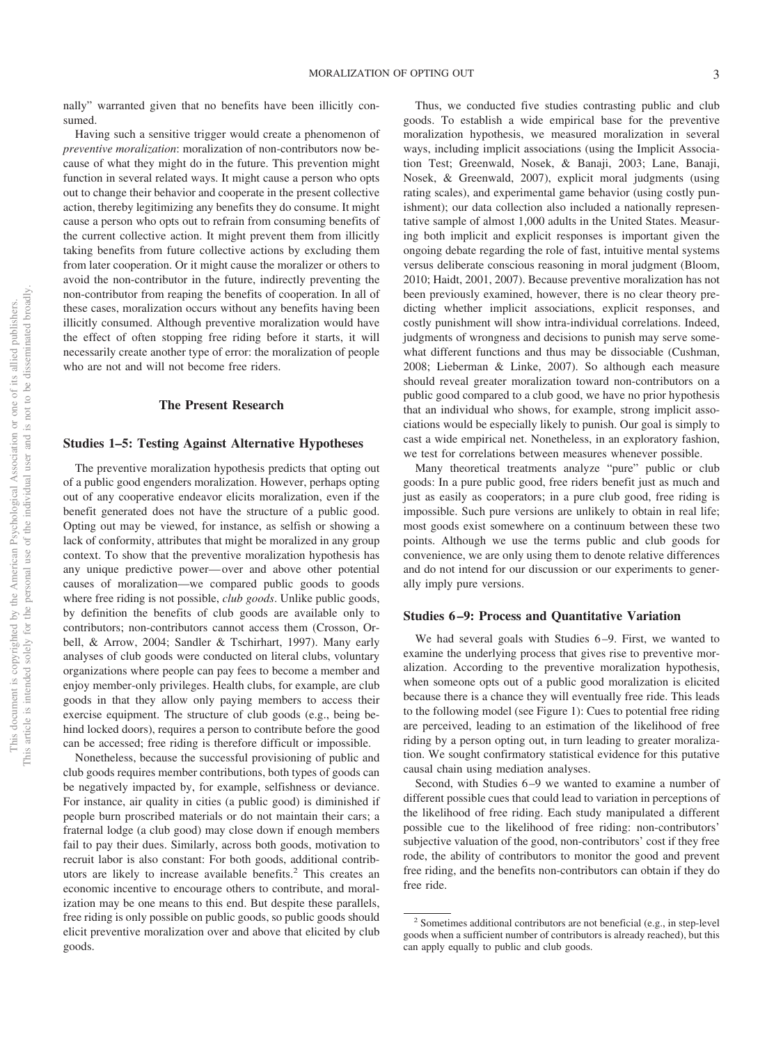nally" warranted given that no benefits have been illicitly consumed.

Having such a sensitive trigger would create a phenomenon of *preventive moralization*: moralization of non-contributors now because of what they might do in the future. This prevention might function in several related ways. It might cause a person who opts out to change their behavior and cooperate in the present collective action, thereby legitimizing any benefits they do consume. It might cause a person who opts out to refrain from consuming benefits of the current collective action. It might prevent them from illicitly taking benefits from future collective actions by excluding them from later cooperation. Or it might cause the moralizer or others to avoid the non-contributor in the future, indirectly preventing the non-contributor from reaping the benefits of cooperation. In all of these cases, moralization occurs without any benefits having been illicitly consumed. Although preventive moralization would have the effect of often stopping free riding before it starts, it will necessarily create another type of error: the moralization of people who are not and will not become free riders.

## The Present Research

### Studies 1–5: Testing Against Alternative Hypotheses

The preventive moralization hypothesis predicts that opting out of a public good engenders moralization. However, perhaps opting out of any cooperative endeavor elicits moralization, even if the benefit generated does not have the structure of a public good. Opting out may be viewed, for instance, as selfish or showing a lack of conformity, attributes that might be moralized in any group context. To show that the preventive moralization hypothesis has any unique predictive power—over and above other potential causes of moralization—we compared public goods to goods where free riding is not possible, *club goods*. Unlike public goods, by definition the benefits of club goods are available only to contributors; non-contributors cannot access them (Crosson, Orbell, & Arrow, 2004; Sandler & Tschirhart, 1997). Many early analyses of club goods were conducted on literal clubs, voluntary organizations where people can pay fees to become a member and enjoy member-only privileges. Health clubs, for example, are club goods in that they allow only paying members to access their exercise equipment. The structure of club goods (e.g., being behind locked doors), requires a person to contribute before the good can be accessed; free riding is therefore difficult or impossible.

Nonetheless, because the successful provisioning of public and club goods requires member contributions, both types of goods can be negatively impacted by, for example, selfishness or deviance. For instance, air quality in cities (a public good) is diminished if people burn proscribed materials or do not maintain their cars; a fraternal lodge (a club good) may close down if enough members fail to pay their dues. Similarly, across both goods, motivation to recruit labor is also constant: For both goods, additional contributors are likely to increase available benefits.[2] This creates an economic incentive to encourage others to contribute, and moralization may be one means to this end. But despite these parallels, free riding is only possible on public goods, so public goods should elicit preventive moralization over and above that elicited by club goods.

Thus, we conducted five studies contrasting public and club goods. To establish a wide empirical base for the preventive moralization hypothesis, we measured moralization in several ways, including implicit associations (using the Implicit Association Test; Greenwald, Nosek, & Banaji, 2003; Lane, Banaji, Nosek, & Greenwald, 2007), explicit moral judgments (using rating scales), and experimental game behavior (using costly punishment); our data collection also included a nationally representative sample of almost 1,000 adults in the United States. Measuring both implicit and explicit responses is important given the ongoing debate regarding the role of fast, intuitive mental systems versus deliberate conscious reasoning in moral judgment (Bloom, 2010; Haidt, 2001, 2007). Because preventive moralization has not been previously examined, however, there is no clear theory predicting whether implicit associations, explicit responses, and costly punishment will show intra-individual correlations. Indeed, judgments of wrongness and decisions to punish may serve somewhat different functions and thus may be dissociable (Cushman, 2008; Lieberman & Linke, 2007). So although each measure should reveal greater moralization toward non-contributors on a public good compared to a club good, we have no prior hypothesis that an individual who shows, for example, strong implicit associations would be especially likely to punish. Our goal is simply to cast a wide empirical net. Nonetheless, in an exploratory fashion, we test for correlations between measures whenever possible.

Many theoretical treatments analyze "pure" public or club goods: In a pure public good, free riders benefit just as much and just as easily as cooperators; in a pure club good, free riding is impossible. Such pure versions are unlikely to obtain in real life; most goods exist somewhere on a continuum between these two points. Although we use the terms public and club goods for convenience, we are only using them to denote relative differences and do not intend for our discussion or our experiments to generally imply pure versions.

### Studies 6–9: Process and Quantitative Variation

We had several goals with Studies 6–9. First, we wanted to examine the underlying process that gives rise to preventive moralization. According to the preventive moralization hypothesis, when someone opts out of a public good moralization is elicited because there is a chance they will eventually free ride. This leads to the following model (see Figure 1): Cues to potential free riding are perceived, leading to an estimation of the likelihood of free riding by a person opting out, in turn leading to greater moralization. We sought confirmatory statistical evidence for this putative causal chain using mediation analyses.

Second, with Studies 6–9 we wanted to examine a number of different possible cues that could lead to variation in perceptions of the likelihood of free riding. Each study manipulated a different possible cue to the likelihood of free riding: non-contributors' subjective valuation of the good, non-contributors' cost if they free rode, the ability of contributors to monitor the good and prevent free riding, and the benefits non-contributors can obtain if they do free ride.

[2] Sometimes additional contributors are not beneficial (e.g., in step-level goods when a sufficient number of contributors is already reached), but this can apply equally to public and club goods.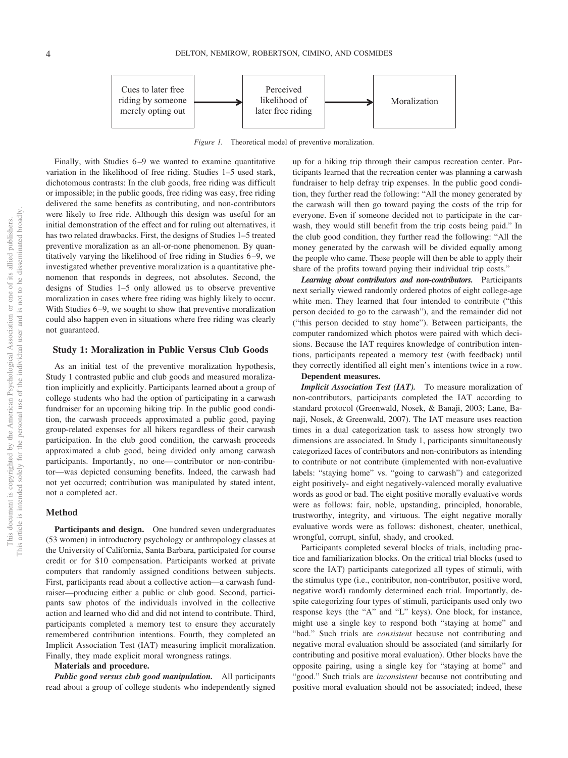Cues to later free riding by someone merely opting out → Perceived likelihood of later free riding → Moralization

*Figure 1.* Theoretical model of preventive moralization.

Finally, with Studies 6–9 we wanted to examine quantitative variation in the likelihood of free riding. Studies 1–5 used stark, dichotomous contrasts: In the club goods, free riding was difficult or impossible; in the public goods, free riding was easy, free riding delivered the same benefits as contributing, and non-contributors were likely to free ride. Although this design was useful for an initial demonstration of the effect and for ruling out alternatives, it has two related drawbacks. First, the designs of Studies 1–5 treated preventive moralization as an all-or-none phenomenon. By quantitatively varying the likelihood of free riding in Studies 6–9, we investigated whether preventive moralization is a quantitative phenomenon that responds in degrees, not absolutes. Second, the designs of Studies 1–5 only allowed us to observe preventive moralization in cases where free riding was highly likely to occur. With Studies 6–9, we sought to show that preventive moralization could also happen even in situations where free riding was clearly not guaranteed.

## Study 1: Moralization in Public Versus Club Goods

As an initial test of the preventive moralization hypothesis, Study 1 contrasted public and club goods and measured moralization implicitly and explicitly. Participants learned about a group of college students who had the option of participating in a carwash fundraiser for an upcoming hiking trip. In the public good condition, the carwash proceeds approximated a public good, paying group-related expenses for all hikers regardless of their carwash participation. In the club good condition, the carwash proceeds approximated a club good, being divided only among carwash participants. Importantly, no one—contributor or non-contributor—was depicted consuming benefits. Indeed, the carwash had not yet occurred; contribution was manipulated by stated intent, not a completed act.

### Method

**Participants and design.** One hundred seven undergraduates (53 women) in introductory psychology or anthropology classes at the University of California, Santa Barbara, participated for course credit or for $10 compensation. Participants worked at private computers that randomly assigned conditions between subjects. First, participants read about a collective action—a carwash fundraiser—producing either a public or club good. Second, participants saw photos of the individuals involved in the collective action and learned who did and did not intend to contribute. Third, participants completed a memory test to ensure they accurately remembered contribution intentions. Fourth, they completed an Implicit Association Test (IAT) measuring implicit moralization. Finally, they made explicit moral wrongness ratings.

**Materials and procedure.**

***Public good versus club good manipulation.*** All participants read about a group of college students who independently signed up for a hiking trip through their campus recreation center. Participants learned that the recreation center was planning a carwash fundraiser to help defray trip expenses. In the public good condition, they further read the following: "All the money generated by the carwash will then go toward paying the costs of the trip for everyone. Even if someone decided not to participate in the carwash, they would still benefit from the trip costs being paid." In the club good condition, they further read the following: "All the money generated by the carwash will be divided equally among the people who came. These people will then be able to apply their share of the profits toward paying their individual trip costs."

***Learning about contributors and non-contributors.*** Participants next serially viewed randomly ordered photos of eight college-age white men. They learned that four intended to contribute ("this person decided to go to the carwash"), and the remainder did not ("this person decided to stay home"). Between participants, the computer randomized which photos were paired with which decisions. Because the IAT requires knowledge of contribution intentions, participants repeated a memory test (with feedback) until they correctly identified all eight men's intentions twice in a row.

**Dependent measures.**

***Implicit Association Test (IAT).*** To measure moralization of non-contributors, participants completed the IAT according to standard protocol (Greenwald, Nosek, & Banaji, 2003; Lane, Banaji, Nosek, & Greenwald, 2007). The IAT measure uses reaction times in a dual categorization task to assess how strongly two dimensions are associated. In Study 1, participants simultaneously categorized faces of contributors and non-contributors as intending to contribute or not contribute (implemented with non-evaluative labels: "staying home" vs. "going to carwash") and categorized eight positively- and eight negatively-valenced morally evaluative words as good or bad. The eight positive morally evaluative words were as follows: fair, noble, upstanding, principled, honorable, trustworthy, integrity, and virtuous. The eight negative morally evaluative words were as follows: dishonest, cheater, unethical, wrongful, corrupt, sinful, shady, and crooked.

Participants completed several blocks of trials, including practice and familiarization blocks. On the critical trial blocks (used to score the IAT) participants categorized all types of stimuli, with the stimulus type (i.e., contributor, non-contributor, positive word, negative word) randomly determined each trial. Importantly, despite categorizing four types of stimuli, participants used only two response keys (the "A" and "L" keys). One block, for instance, might use a single key to respond both "staying at home" and "bad." Such trials are *consistent* because not contributing and negative moral evaluation should be associated (and similarly for contributing and positive moral evaluation). Other blocks have the opposite pairing, using a single key for "staying at home" and "good." Such trials are *inconsistent* because not contributing and positive moral evaluation should not be associated; indeed, these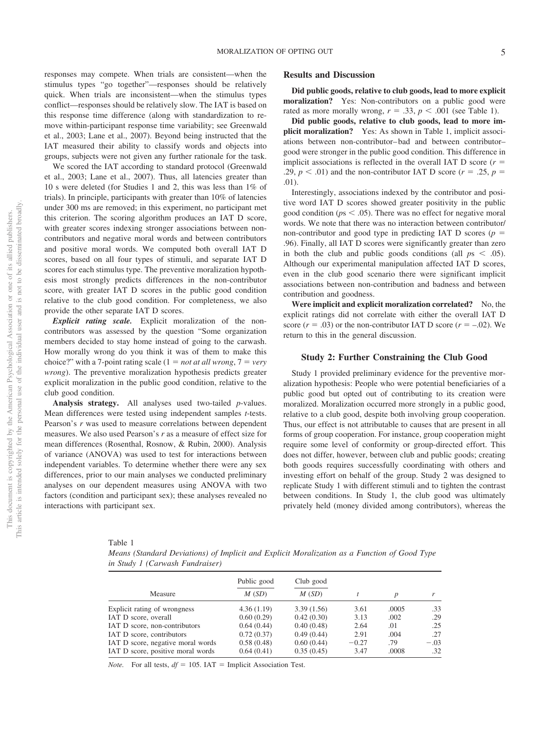responses may compete. When trials are consistent—when the stimulus types "go together"—responses should be relatively quick. When trials are inconsistent—when the stimulus types conflict—responses should be relatively slow. The IAT is based on this response time difference (along with standardization to remove within-participant response time variability; see Greenwald et al., 2003; Lane et al., 2007). Beyond being instructed that the IAT measured their ability to classify words and objects into groups, subjects were not given any further rationale for the task.

We scored the IAT according to standard protocol (Greenwald et al., 2003; Lane et al., 2007). Thus, all latencies greater than 10 s were deleted (for Studies 1 and 2, this was less than 1% of trials). In principle, participants with greater than 10% of latencies under 300 ms are removed; in this experiment, no participant met this criterion. The scoring algorithm produces an IAT D score, with greater scores indexing stronger associations between non-contributors and negative moral words and between contributors and positive moral words. We computed both overall IAT D scores, based on all four types of stimuli, and separate IAT D scores for each stimulus type. The preventive moralization hypothesis most strongly predicts differences in the non-contributor score, with greater IAT D scores in the public good condition relative to the club good condition. For completeness, we also provide the other separate IAT D scores.

***Explicit rating scale.*** Explicit moralization of the non-contributors was assessed by the question "Some organization members decided to stay home instead of going to the carwash. How morally wrong do you think it was of them to make this choice?" with a 7-point rating scale (1 = *not at all wrong*, 7 = *very wrong*). The preventive moralization hypothesis predicts greater explicit moralization in the public good condition, relative to the club good condition.

**Analysis strategy.** All analyses used two-tailed $p$-values. Mean differences were tested using independent samples $t$-tests. Pearson's $r$ was used to measure correlations between dependent measures. We also used Pearson's $r$ as a measure of effect size for mean differences (Rosenthal, Rosnow, & Rubin, 2000). Analysis of variance (ANOVA) was used to test for interactions between independent variables. To determine whether there were any sex differences, prior to our main analyses we conducted preliminary analyses on our dependent measures using ANOVA with two factors (condition and participant sex); these analyses revealed no interactions with participant sex.

## Results and Discussion

**Did public goods, relative to club goods, lead to more explicit moralization?** Yes: Non-contributors on a public good were rated as more morally wrong, $r = .33$, $p < .001$ (see Table 1).

**Did public goods, relative to club goods, lead to more implicit moralization?** Yes: As shown in Table 1, implicit associations between non-contributor–bad and between contributor–good were stronger in the public good condition. This difference in implicit associations is reflected in the overall IAT D score ($r = .29$, $p < .01$) and the non-contributor IAT D score ($r = .25$, $p = .01$).

Interestingly, associations indexed by the contributor and positive word IAT D scores showed greater positivity in the public good condition ($ps < .05$). There was no effect for negative moral words. We note that there was no interaction between contributor/non-contributor and good type in predicting IAT D scores ($p = .96$). Finally, all IAT D scores were significantly greater than zero in both the club and public goods conditions (all $ps < .05$). Although our experimental manipulation affected IAT D scores, even in the club good scenario there were significant implicit associations between non-contribution and badness and between contribution and goodness.

**Were implicit and explicit moralization correlated?** No, the explicit ratings did not correlate with either the overall IAT D score ($r = .03$) or the non-contributor IAT D score ($r = -.02$). We return to this in the general discussion.

# Study 2: Further Constraining the Club Good

Study 1 provided preliminary evidence for the preventive moralization hypothesis: People who were potential beneficiaries of a public good but opted out of contributing to its creation were moralized. Moralization occurred more strongly in a public good, relative to a club good, despite both involving group cooperation. Thus, our effect is not attributable to causes that are present in all forms of group cooperation. For instance, group cooperation might require some level of conformity or group-directed effort. This does not differ, however, between club and public goods; creating both goods requires successfully coordinating with others and investing effort on behalf of the group. Study 2 was designed to replicate Study 1 with different stimuli and to tighten the contrast between conditions. In Study 1, the club good was ultimately privately held (money divided among contributors), whereas the

Table 1
*Means (Standard Deviations) of Implicit and Explicit Moralization as a Function of Good Type in Study 1 (Carwash Fundraiser)*

| Measure | Public good $M$ ($SD$) | Club good $M$ ($SD$) | $t$ | $p$ | $r$ |
|---|---|---|---|---|---|
| Explicit rating of wrongness | 4.36 (1.19) | 3.39 (1.56) | 3.61 | .0005 | .33 |
| IAT D score, overall | 0.60 (0.29) | 0.42 (0.30) | 3.13 | .002 | .29 |
| IAT D score, non-contributors | 0.64 (0.44) | 0.40 (0.48) | 2.64 | .01 | .25 |
| IAT D score, contributors | 0.72 (0.37) | 0.49 (0.44) | 2.91 | .004 | .27 |
| IAT D score, negative moral words | 0.58 (0.48) | 0.60 (0.44) | −0.27 | .79 | −.03 |
| IAT D score, positive moral words | 0.64 (0.41) | 0.35 (0.45) | 3.47 | .0008 | .32 |

*Note.* For all tests, $df = 105$. IAT = Implicit Association Test.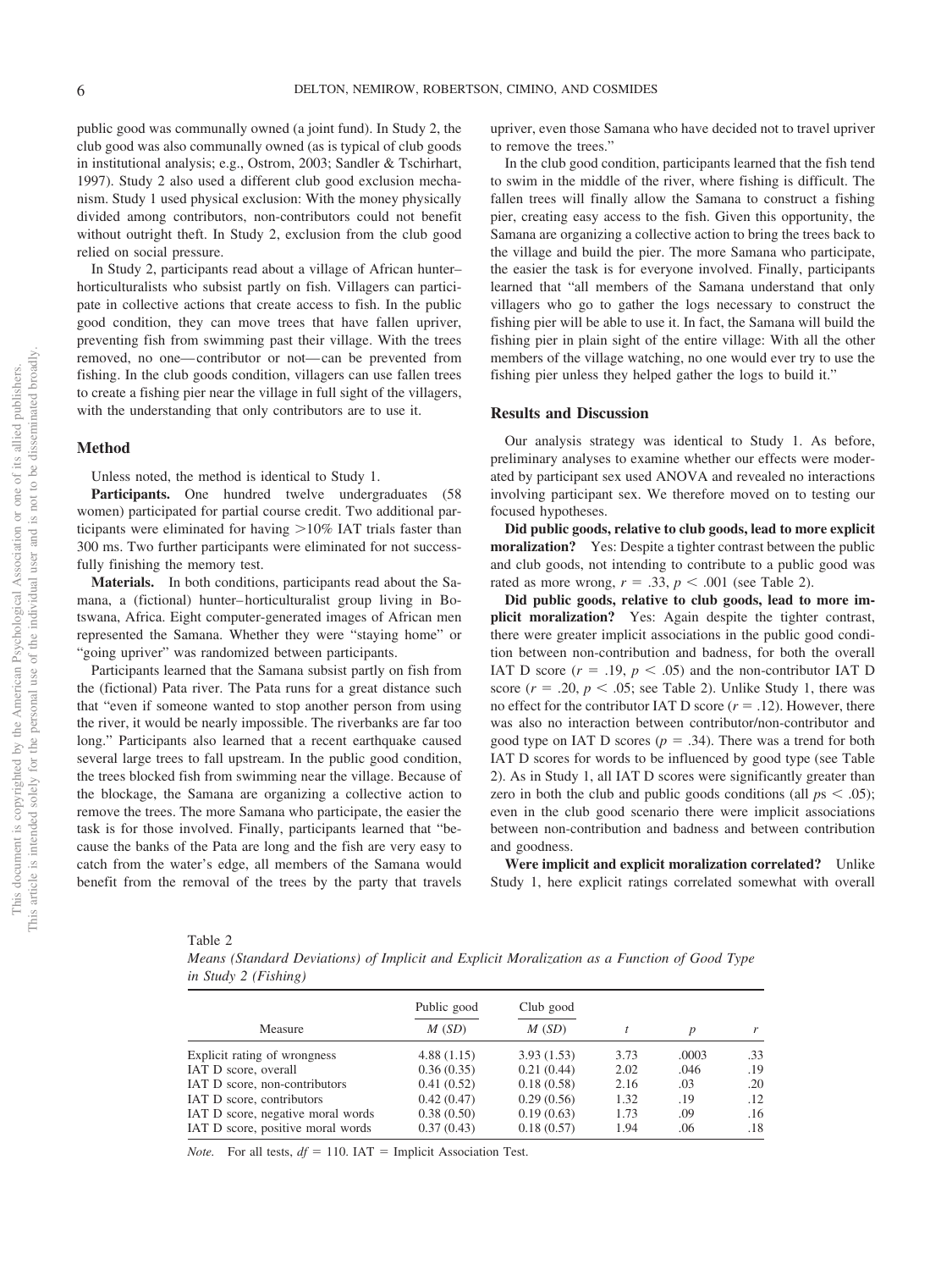public good was communally owned (a joint fund). In Study 2, the club good was also communally owned (as is typical of club goods in institutional analysis; e.g., Ostrom, 2003; Sandler & Tschirhart, 1997). Study 2 also used a different club good exclusion mechanism. Study 1 used physical exclusion: With the money physically divided among contributors, non-contributors could not benefit without outright theft. In Study 2, exclusion from the club good relied on social pressure.

In Study 2, participants read about a village of African hunter–horticulturalists who subsist partly on fish. Villagers can participate in collective actions that create access to fish. In the public good condition, they can move trees that have fallen upriver, preventing fish from swimming past their village. With the trees removed, no one—contributor or not—can be prevented from fishing. In the club goods condition, villagers can use fallen trees to create a fishing pier near the village in full sight of the villagers, with the understanding that only contributors are to use it.

## Method

Unless noted, the method is identical to Study 1.

**Participants.** One hundred twelve undergraduates (58 women) participated for partial course credit. Two additional participants were eliminated for having >10% IAT trials faster than 300 ms. Two further participants were eliminated for not successfully finishing the memory test.

**Materials.** In both conditions, participants read about the Samana, a (fictional) hunter–horticulturalist group living in Botswana, Africa. Eight computer-generated images of African men represented the Samana. Whether they were "staying home" or "going upriver" was randomized between participants.

Participants learned that the Samana subsist partly on fish from the (fictional) Pata river. The Pata runs for a great distance such that "even if someone wanted to stop another person from using the river, it would be nearly impossible. The riverbanks are far too long." Participants also learned that a recent earthquake caused several large trees to fall upstream. In the public good condition, the trees blocked fish from swimming near the village. Because of the blockage, the Samana are organizing a collective action to remove the trees. The more Samana who participate, the easier the task is for those involved. Finally, participants learned that "because the banks of the Pata are long and the fish are very easy to catch from the water's edge, all members of the Samana would benefit from the removal of the trees by the party that travels upriver, even those Samana who have decided not to travel upriver to remove the trees."

In the club good condition, participants learned that the fish tend to swim in the middle of the river, where fishing is difficult. The fallen trees will finally allow the Samana to construct a fishing pier, creating easy access to the fish. Given this opportunity, the Samana are organizing a collective action to bring the trees back to the village and build the pier. The more Samana who participate, the easier the task is for everyone involved. Finally, participants learned that "all members of the Samana understand that only villagers who go to gather the logs necessary to construct the fishing pier will be able to use it. In fact, the Samana will build the fishing pier in plain sight of the entire village: With all the other members of the village watching, no one would ever try to use the fishing pier unless they helped gather the logs to build it."

## Results and Discussion

Our analysis strategy was identical to Study 1. As before, preliminary analyses to examine whether our effects were moderated by participant sex used ANOVA and revealed no interactions involving participant sex. We therefore moved on to testing our focused hypotheses.

**Did public goods, relative to club goods, lead to more explicit moralization?** Yes: Despite a tighter contrast between the public and club goods, not intending to contribute to a public good was rated as more wrong, $r = .33$, $p < .001$ (see Table 2).

**Did public goods, relative to club goods, lead to more implicit moralization?** Yes: Again despite the tighter contrast, there were greater implicit associations in the public good condition between non-contribution and badness, for both the overall IAT D score ($r = .19$, $p < .05$) and the non-contributor IAT D score ($r = .20$, $p < .05$; see Table 2). Unlike Study 1, there was no effect for the contributor IAT D score ($r = .12$). However, there was also no interaction between contributor/non-contributor and good type on IAT D scores ($p = .34$). There was a trend for both IAT D scores for words to be influenced by good type (see Table 2). As in Study 1, all IAT D scores were significantly greater than zero in both the club and public goods conditions (all $p$s $< .05$); even in the club good scenario there were implicit associations between non-contribution and badness and between contribution and goodness.

**Were implicit and explicit moralization correlated?** Unlike Study 1, here explicit ratings correlated somewhat with overall

Table 2
*Means (Standard Deviations) of Implicit and Explicit Moralization as a Function of Good Type in Study 2 (Fishing)*

| Measure | Public good $M$ ($SD$) | Club good $M$ ($SD$) | $t$ | $p$ | $r$ |
|---|---|---|---|---|---|
| Explicit rating of wrongness | 4.88 (1.15) | 3.93 (1.53) | 3.73 | .0003 | .33 |
| IAT D score, overall | 0.36 (0.35) | 0.21 (0.44) | 2.02 | .046 | .19 |
| IAT D score, non-contributors | 0.41 (0.52) | 0.18 (0.58) | 2.16 | .03 | .20 |
| IAT D score, contributors | 0.42 (0.47) | 0.29 (0.56) | 1.32 | .19 | .12 |
| IAT D score, negative moral words | 0.38 (0.50) | 0.19 (0.63) | 1.73 | .09 | .16 |
| IAT D score, positive moral words | 0.37 (0.43) | 0.18 (0.57) | 1.94 | .06 | .18 |

*Note.* For all tests, $df = 110$. IAT = Implicit Association Test.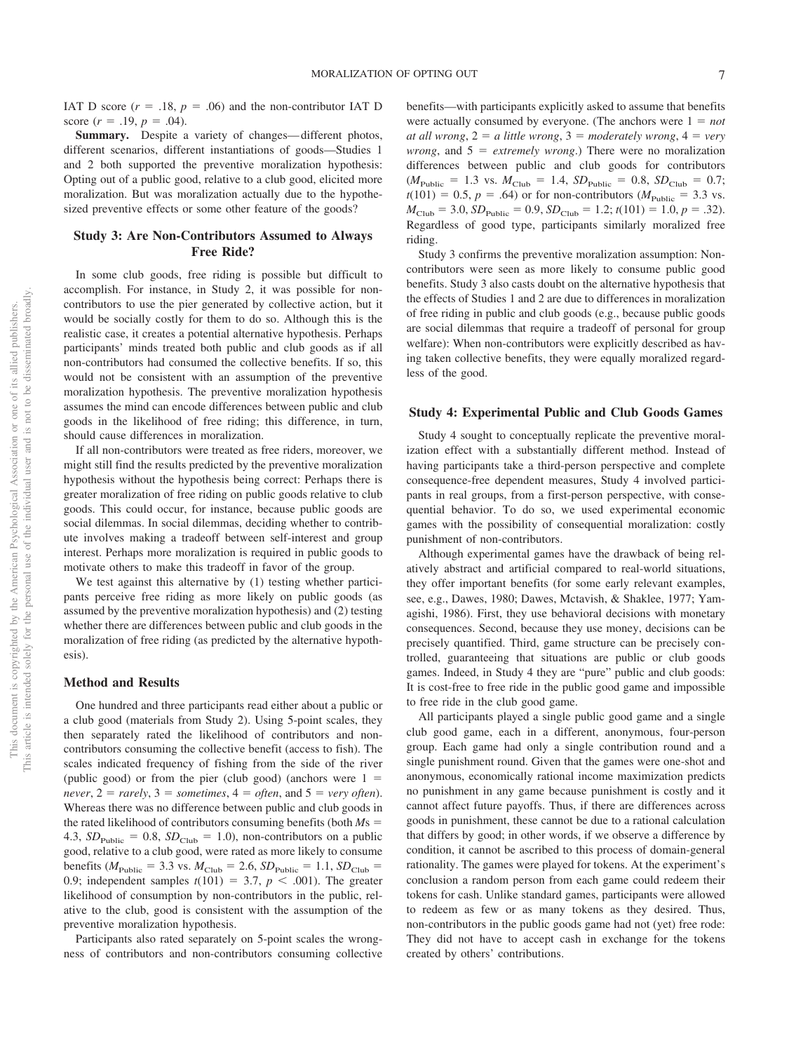IAT D score ($r = .18$, $p = .06$) and the non-contributor IAT D score ($r = .19$, $p = .04$).

**Summary.** Despite a variety of changes—different photos, different scenarios, different instantiations of goods—Studies 1 and 2 both supported the preventive moralization hypothesis: Opting out of a public good, relative to a club good, elicited more moralization. But was moralization actually due to the hypothesized preventive effects or some other feature of the goods?

## Study 3: Are Non-Contributors Assumed to Always Free Ride?

In some club goods, free riding is possible but difficult to accomplish. For instance, in Study 2, it was possible for non-contributors to use the pier generated by collective action, but it would be socially costly for them to do so. Although this is the realistic case, it creates a potential alternative hypothesis. Perhaps participants' minds treated both public and club goods as if all non-contributors had consumed the collective benefits. If so, this would not be consistent with an assumption of the preventive moralization hypothesis. The preventive moralization hypothesis assumes the mind can encode differences between public and club goods in the likelihood of free riding; this difference, in turn, should cause differences in moralization.

If all non-contributors were treated as free riders, moreover, we might still find the results predicted by the preventive moralization hypothesis without the hypothesis being correct: Perhaps there is greater moralization of free riding on public goods relative to club goods. This could occur, for instance, because public goods are social dilemmas. In social dilemmas, deciding whether to contribute involves making a tradeoff between self-interest and group interest. Perhaps more moralization is required in public goods to motivate others to make this tradeoff in favor of the group.

We test against this alternative by (1) testing whether participants perceive free riding as more likely on public goods (as assumed by the preventive moralization hypothesis) and (2) testing whether there are differences between public and club goods in the moralization of free riding (as predicted by the alternative hypothesis).

### Method and Results

One hundred and three participants read either about a public or a club good (materials from Study 2). Using 5-point scales, they then separately rated the likelihood of contributors and non-contributors consuming the collective benefit (access to fish). The scales indicated frequency of fishing from the side of the river (public good) or from the pier (club good) (anchors were 1 = *never*, 2 = *rarely*, 3 = *sometimes*, 4 = *often*, and 5 = *very often*). Whereas there was no difference between public and club goods in the rated likelihood of contributors consuming benefits (both $M$s = 4.3, $SD_{\text{Public}} = 0.8$, $SD_{\text{Club}} = 1.0$), non-contributors on a public good, relative to a club good, were rated as more likely to consume benefits ($M_{\text{Public}} = 3.3$ vs. $M_{\text{Club}} = 2.6$, $SD_{\text{Public}} = 1.1$, $SD_{\text{Club}} = 0.9$; independent samples $t(101) = 3.7$, $p < .001$). The greater likelihood of consumption by non-contributors in the public, relative to the club, good is consistent with the assumption of the preventive moralization hypothesis.

Participants also rated separately on 5-point scales the wrongness of contributors and non-contributors consuming collective benefits—with participants explicitly asked to assume that benefits were actually consumed by everyone. (The anchors were 1 = *not at all wrong*, 2 = *a little wrong*, 3 = *moderately wrong*, 4 = *very wrong*, and 5 = *extremely wrong*.) There were no moralization differences between public and club goods for contributors ($M_{\text{Public}} = 1.3$ vs. $M_{\text{Club}} = 1.4$, $SD_{\text{Public}} = 0.8$, $SD_{\text{Club}} = 0.7$; $t(101) = 0.5$, $p = .64$) or for non-contributors ($M_{\text{Public}} = 3.3$ vs. $M_{\text{Club}} = 3.0$, $SD_{\text{Public}} = 0.9$, $SD_{\text{Club}} = 1.2$; $t(101) = 1.0$, $p = .32$). Regardless of good type, participants similarly moralized free riding.

Study 3 confirms the preventive moralization assumption: Non-contributors were seen as more likely to consume public good benefits. Study 3 also casts doubt on the alternative hypothesis that the effects of Studies 1 and 2 are due to differences in moralization of free riding in public and club goods (e.g., because public goods are social dilemmas that require a tradeoff of personal for group welfare): When non-contributors were explicitly described as having taken collective benefits, they were equally moralized regardless of the good.

## Study 4: Experimental Public and Club Goods Games

Study 4 sought to conceptually replicate the preventive moralization effect with a substantially different method. Instead of having participants take a third-person perspective and complete consequence-free dependent measures, Study 4 involved participants in real groups, from a first-person perspective, with consequential behavior. To do so, we used experimental economic games with the possibility of consequential moralization: costly punishment of non-contributors.

Although experimental games have the drawback of being relatively abstract and artificial compared to real-world situations, they offer important benefits (for some early relevant examples, see, e.g., Dawes, 1980; Dawes, Mctavish, & Shaklee, 1977; Yamagishi, 1986). First, they use behavioral decisions with monetary consequences. Second, because they use money, decisions can be precisely quantified. Third, game structure can be precisely controlled, guaranteeing that situations are public or club goods games. Indeed, in Study 4 they are "pure" public and club goods: It is cost-free to free ride in the public good game and impossible to free ride in the club good game.

All participants played a single public good game and a single club good game, each in a different, anonymous, four-person group. Each game had only a single contribution round and a single punishment round. Given that the games were one-shot and anonymous, economically rational income maximization predicts no punishment in any game because punishment is costly and it cannot affect future payoffs. Thus, if there are differences across goods in punishment, these cannot be due to a rational calculation that differs by good; in other words, if we observe a difference by condition, it cannot be ascribed to this process of domain-general rationality. The games were played for tokens. At the experiment's conclusion a random person from each game could redeem their tokens for cash. Unlike standard games, participants were allowed to redeem as few or as many tokens as they desired. Thus, non-contributors in the public goods game had not (yet) free rode: They did not have to accept cash in exchange for the tokens created by others' contributions.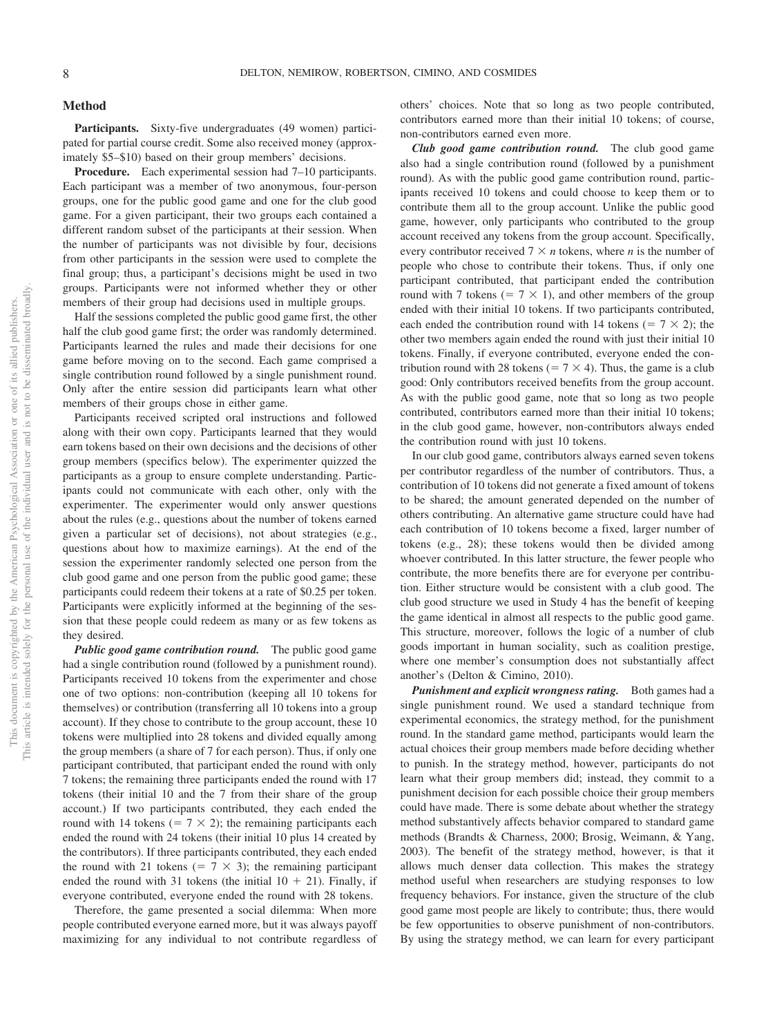## Method

**Participants.** Sixty-five undergraduates (49 women) participated for partial course credit. Some also received money (approximately \$5–\$10) based on their group members' decisions.

**Procedure.** Each experimental session had 7–10 participants. Each participant was a member of two anonymous, four-person groups, one for the public good game and one for the club good game. For a given participant, their two groups each contained a different random subset of the participants at their session. When the number of participants was not divisible by four, decisions from other participants in the session were used to complete the final group; thus, a participant's decisions might be used in two groups. Participants were not informed whether they or other members of their group had decisions used in multiple groups.

Half the sessions completed the public good game first, the other half the club good game first; the order was randomly determined. Participants learned the rules and made their decisions for one game before moving on to the second. Each game comprised a single contribution round followed by a single punishment round. Only after the entire session did participants learn what other members of their groups chose in either game.

Participants received scripted oral instructions and followed along with their own copy. Participants learned that they would earn tokens based on their own decisions and the decisions of other group members (specifics below). The experimenter quizzed the participants as a group to ensure complete understanding. Participants could not communicate with each other, only with the experimenter. The experimenter would only answer questions about the rules (e.g., questions about the number of tokens earned given a particular set of decisions), not about strategies (e.g., questions about how to maximize earnings). At the end of the session the experimenter randomly selected one person from the club good game and one person from the public good game; these participants could redeem their tokens at a rate of \$0.25 per token. Participants were explicitly informed at the beginning of the session that these people could redeem as many or as few tokens as they desired.

***Public good game contribution round.*** The public good game had a single contribution round (followed by a punishment round). Participants received 10 tokens from the experimenter and chose one of two options: non-contribution (keeping all 10 tokens for themselves) or contribution (transferring all 10 tokens into a group account). If they chose to contribute to the group account, these 10 tokens were multiplied into 28 tokens and divided equally among the group members (a share of 7 for each person). Thus, if only one participant contributed, that participant ended the round with only 7 tokens; the remaining three participants ended the round with 17 tokens (their initial 10 and the 7 from their share of the group account.) If two participants contributed, they each ended the round with 14 tokens ($= 7 \times 2$); the remaining participants each ended the round with 24 tokens (their initial 10 plus 14 created by the contributors). If three participants contributed, they each ended the round with 21 tokens ($= 7 \times 3$); the remaining participant ended the round with 31 tokens (the initial $10 + 21$). Finally, if everyone contributed, everyone ended the round with 28 tokens.

Therefore, the game presented a social dilemma: When more people contributed everyone earned more, but it was always payoff maximizing for any individual to not contribute regardless of others' choices. Note that so long as two people contributed, contributors earned more than their initial 10 tokens; of course, non-contributors earned even more.

***Club good game contribution round.*** The club good game also had a single contribution round (followed by a punishment round). As with the public good game contribution round, participants received 10 tokens and could choose to keep them or to contribute them all to the group account. Unlike the public good game, however, only participants who contributed to the group account received any tokens from the group account. Specifically, every contributor received $7 \times n$ tokens, where $n$ is the number of people who chose to contribute their tokens. Thus, if only one participant contributed, that participant ended the contribution round with 7 tokens ($= 7 \times 1$), and other members of the group ended with their initial 10 tokens. If two participants contributed, each ended the contribution round with 14 tokens ($= 7 \times 2$); the other two members again ended the round with just their initial 10 tokens. Finally, if everyone contributed, everyone ended the contribution round with 28 tokens ($= 7 \times 4$). Thus, the game is a club good: Only contributors received benefits from the group account. As with the public good game, note that so long as two people contributed, contributors earned more than their initial 10 tokens; in the club good game, however, non-contributors always ended the contribution round with just 10 tokens.

In our club good game, contributors always earned seven tokens per contributor regardless of the number of contributors. Thus, a contribution of 10 tokens did not generate a fixed amount of tokens to be shared; the amount generated depended on the number of others contributing. An alternative game structure could have had each contribution of 10 tokens become a fixed, larger number of tokens (e.g., 28); these tokens would then be divided among whoever contributed. In this latter structure, the fewer people who contribute, the more benefits there are for everyone per contribution. Either structure would be consistent with a club good. The club good structure we used in Study 4 has the benefit of keeping the game identical in almost all respects to the public good game. This structure, moreover, follows the logic of a number of club goods important in human sociality, such as coalition prestige, where one member's consumption does not substantially affect another's (Delton & Cimino, 2010).

***Punishment and explicit wrongness rating.*** Both games had a single punishment round. We used a standard technique from experimental economics, the strategy method, for the punishment round. In the standard game method, participants would learn the actual choices their group members made before deciding whether to punish. In the strategy method, however, participants do not learn what their group members did; instead, they commit to a punishment decision for each possible choice their group members could have made. There is some debate about whether the strategy method substantively affects behavior compared to standard game methods (Brandts & Charness, 2000; Brosig, Weimann, & Yang, 2003). The benefit of the strategy method, however, is that it allows much denser data collection. This makes the strategy method useful when researchers are studying responses to low frequency behaviors. For instance, given the structure of the club good game most people are likely to contribute; thus, there would be few opportunities to observe punishment of non-contributors. By using the strategy method, we can learn for every participant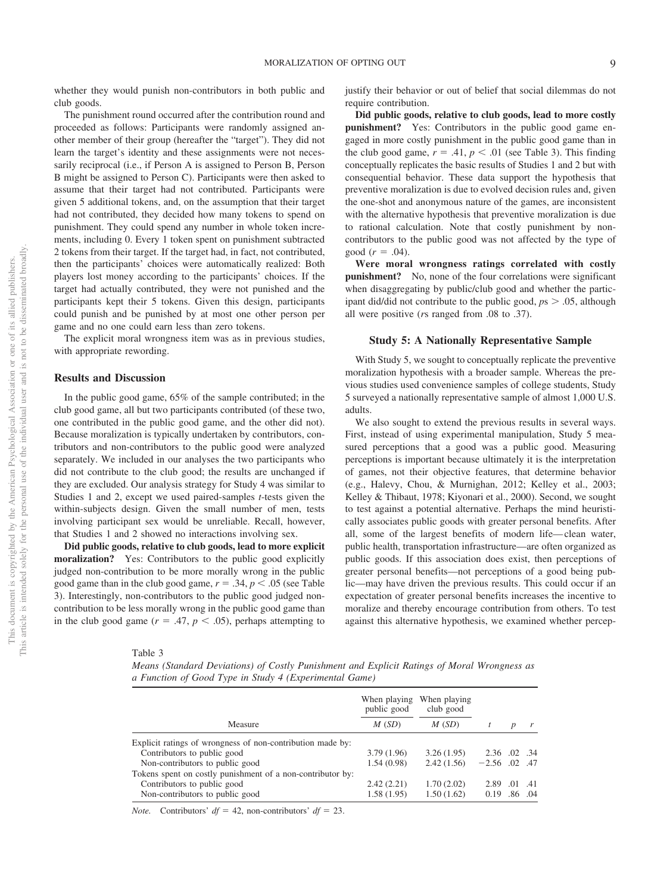whether they would punish non-contributors in both public and club goods.

The punishment round occurred after the contribution round and proceeded as follows: Participants were randomly assigned another member of their group (hereafter the "target"). They did not learn the target's identity and these assignments were not necessarily reciprocal (i.e., if Person A is assigned to Person B, Person B might be assigned to Person C). Participants were then asked to assume that their target had not contributed. Participants were given 5 additional tokens, and, on the assumption that their target had not contributed, they decided how many tokens to spend on punishment. They could spend any number in whole token increments, including 0. Every 1 token spent on punishment subtracted 2 tokens from their target. If the target had, in fact, not contributed, then the participants' choices were automatically realized: Both players lost money according to the participants' choices. If the target had actually contributed, they were not punished and the participants kept their 5 tokens. Given this design, participants could punish and be punished by at most one other person per game and no one could earn less than zero tokens.

The explicit moral wrongness item was as in previous studies, with appropriate rewording.

## Results and Discussion

In the public good game, 65% of the sample contributed; in the club good game, all but two participants contributed (of these two, one contributed in the public good game, and the other did not). Because moralization is typically undertaken by contributors, contributors and non-contributors to the public good were analyzed separately. We included in our analyses the two participants who did not contribute to the club good; the results are unchanged if they are excluded. Our analysis strategy for Study 4 was similar to Studies 1 and 2, except we used paired-samples *t*-tests given the within-subjects design. Given the small number of men, tests involving participant sex would be unreliable. Recall, however, that Studies 1 and 2 showed no interactions involving sex.

**Did public goods, relative to club goods, lead to more explicit moralization?** Yes: Contributors to the public good explicitly judged non-contribution to be more morally wrong in the public good game than in the club good game, $r = .34$, $p < .05$ (see Table 3). Interestingly, non-contributors to the public good judged non-contribution to be less morally wrong in the public good game than in the club good game ($r = .47$, $p < .05$), perhaps attempting to justify their behavior or out of belief that social dilemmas do not require contribution.

**Did public goods, relative to club goods, lead to more costly punishment?** Yes: Contributors in the public good game engaged in more costly punishment in the public good game than in the club good game, $r = .41$, $p < .01$ (see Table 3). This finding conceptually replicates the basic results of Studies 1 and 2 but with consequential behavior. These data support the hypothesis that preventive moralization is due to evolved decision rules and, given the one-shot and anonymous nature of the games, are inconsistent with the alternative hypothesis that preventive moralization is due to rational calculation. Note that costly punishment by non-contributors to the public good was not affected by the type of good ($r = .04$).

**Were moral wrongness ratings correlated with costly punishment?** No, none of the four correlations were significant when disaggregating by public/club good and whether the participant did/did not contribute to the public good, $ps > .05$, although all were positive ($r$s ranged from .08 to .37).

## Study 5: A Nationally Representative Sample

With Study 5, we sought to conceptually replicate the preventive moralization hypothesis with a broader sample. Whereas the previous studies used convenience samples of college students, Study 5 surveyed a nationally representative sample of almost 1,000 U.S. adults.

We also sought to extend the previous results in several ways. First, instead of using experimental manipulation, Study 5 measured perceptions that a good was a public good. Measuring perceptions is important because ultimately it is the interpretation of games, not their objective features, that determine behavior (e.g., Halevy, Chou, & Murnighan, 2012; Kelley et al., 2003; Kelley & Thibaut, 1978; Kiyonari et al., 2000). Second, we sought to test against a potential alternative. Perhaps the mind heuristically associates public goods with greater personal benefits. After all, some of the largest benefits of modern life—clean water, public health, transportation infrastructure—are often organized as public goods. If this association does exist, then perceptions of greater personal benefits—not perceptions of a good being public—may have driven the previous results. This could occur if an expectation of greater personal benefits increases the incentive to moralize and thereby encourage contribution from others. To test against this alternative hypothesis, we examined whether percep-

Table 3

*Means (Standard Deviations) of Costly Punishment and Explicit Ratings of Moral Wrongness as a Function of Good Type in Study 4 (Experimental Game)*

| Measure | When playing public good $M$ ($SD$) | When playing club good $M$ ($SD$) | $t$ | $p$ | $r$ |
|---|---|---|---|---|---|
| Explicit ratings of wrongness of non-contribution made by: | | | | | |
| Contributors to public good | 3.79 (1.96) | 3.26 (1.95) | 2.36 | .02 | .34 |
| Non-contributors to public good | 1.54 (0.98) | 2.42 (1.56) | −2.56 | .02 | .47 |
| Tokens spent on costly punishment of a non-contributor by: | | | | | |
| Contributors to public good | 2.42 (2.21) | 1.70 (2.02) | 2.89 | .01 | .41 |
| Non-contributors to public good | 1.58 (1.95) | 1.50 (1.62) | 0.19 | .86 | .04 |

*Note.* Contributors' $df = 42$, non-contributors' $df = 23$.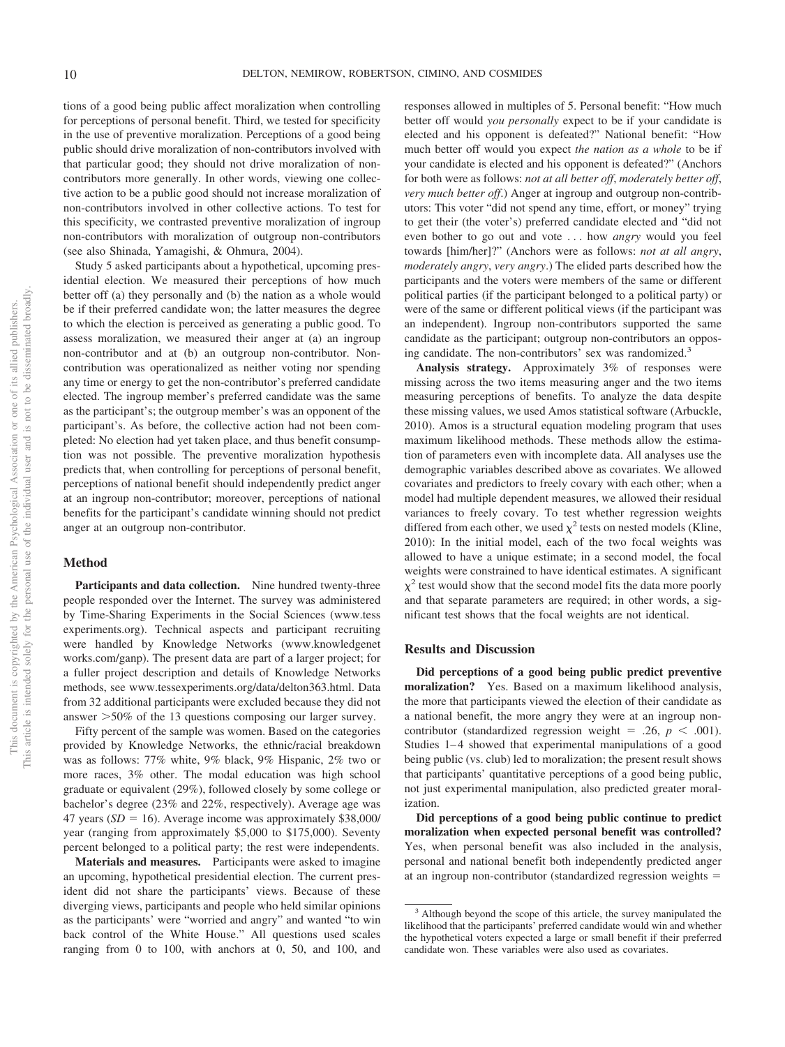tions of a good being public affect moralization when controlling for perceptions of personal benefit. Third, we tested for specificity in the use of preventive moralization. Perceptions of a good being public should drive moralization of non-contributors involved with that particular good; they should not drive moralization of non-contributors more generally. In other words, viewing one collective action to be a public good should not increase moralization of non-contributors involved in other collective actions. To test for this specificity, we contrasted preventive moralization of ingroup non-contributors with moralization of outgroup non-contributors (see also Shinada, Yamagishi, & Ohmura, 2004).

Study 5 asked participants about a hypothetical, upcoming presidential election. We measured their perceptions of how much better off (a) they personally and (b) the nation as a whole would be if their preferred candidate won; the latter measures the degree to which the election is perceived as generating a public good. To assess moralization, we measured their anger at (a) an ingroup non-contributor and at (b) an outgroup non-contributor. Non-contribution was operationalized as neither voting nor spending any time or energy to get the non-contributor's preferred candidate elected. The ingroup member's preferred candidate was the same as the participant's; the outgroup member's was an opponent of the participant's. As before, the collective action had not been completed: No election had yet taken place, and thus benefit consumption was not possible. The preventive moralization hypothesis predicts that, when controlling for perceptions of personal benefit, perceptions of national benefit should independently predict anger at an ingroup non-contributor; moreover, perceptions of national benefits for the participant's candidate winning should not predict anger at an outgroup non-contributor.

## Method

**Participants and data collection.** Nine hundred twenty-three people responded over the Internet. The survey was administered by Time-Sharing Experiments in the Social Sciences (www.tessexperiments.org). Technical aspects and participant recruiting were handled by Knowledge Networks (www.knowledgenetworks.com/ganp). The present data are part of a larger project; for a fuller project description and details of Knowledge Networks methods, see www.tessexperiments.org/data/delton363.html. Data from 32 additional participants were excluded because they did not answer >50% of the 13 questions composing our larger survey.

Fifty percent of the sample was women. Based on the categories provided by Knowledge Networks, the ethnic/racial breakdown was as follows: 77% white, 9% black, 9% Hispanic, 2% two or more races, 3% other. The modal education was high school graduate or equivalent (29%), followed closely by some college or bachelor's degree (23% and 22%, respectively). Average age was 47 years ($SD = 16$). Average income was approximately \$38,000/year (ranging from approximately \$5,000 to \$175,000). Seventy percent belonged to a political party; the rest were independents.

**Materials and measures.** Participants were asked to imagine an upcoming, hypothetical presidential election. The current president did not share the participants' views. Because of these diverging views, participants and people who held similar opinions as the participants' were "worried and angry" and wanted "to win back control of the White House." All questions used scales ranging from 0 to 100, with anchors at 0, 50, and 100, and responses allowed in multiples of 5. Personal benefit: "How much better off would *you personally* expect to be if your candidate is elected and his opponent is defeated?" National benefit: "How much better off would you expect *the nation as a whole* to be if your candidate is elected and his opponent is defeated?" (Anchors for both were as follows: *not at all better off*, *moderately better off*, *very much better off*.) Anger at ingroup and outgroup non-contributors: This voter "did not spend any time, effort, or money" trying to get their (the voter's) preferred candidate elected and "did not even bother to go out and vote . . . how *angry* would you feel towards [him/her]?" (Anchors were as follows: *not at all angry*, *moderately angry*, *very angry*.) The elided parts described how the participants and the voters were members of the same or different political parties (if the participant belonged to a political party) or were of the same or different political views (if the participant was an independent). Ingroup non-contributors supported the same candidate as the participant; outgroup non-contributors an opposing candidate. The non-contributors' sex was randomized.[3]

**Analysis strategy.** Approximately 3% of responses were missing across the two items measuring anger and the two items measuring perceptions of benefits. To analyze the data despite these missing values, we used Amos statistical software (Arbuckle, 2010). Amos is a structural equation modeling program that uses maximum likelihood methods. These methods allow the estimation of parameters even with incomplete data. All analyses use the demographic variables described above as covariates. We allowed covariates and predictors to freely covary with each other; when a model had multiple dependent measures, we allowed their residual variances to freely covary. To test whether regression weights differed from each other, we used $\chi^2$ tests on nested models (Kline, 2010): In the initial model, each of the two focal weights was allowed to have a unique estimate; in a second model, the focal weights were constrained to have identical estimates. A significant $\chi^2$ test would show that the second model fits the data more poorly and that separate parameters are required; in other words, a significant test shows that the focal weights are not identical.

## Results and Discussion

**Did perceptions of a good being public predict preventive moralization?** Yes. Based on a maximum likelihood analysis, the more that participants viewed the election of their candidate as a national benefit, the more angry they were at an ingroup non-contributor (standardized regression weight $= .26$, $p < .001$). Studies 1–4 showed that experimental manipulations of a good being public (vs. club) led to moralization; the present result shows that participants' quantitative perceptions of a good being public, not just experimental manipulation, also predicted greater moralization.

**Did perceptions of a good being public continue to predict moralization when expected personal benefit was controlled?** Yes, when personal benefit was also included in the analysis, personal and national benefit both independently predicted anger at an ingroup non-contributor (standardized regression weights =

[3] Although beyond the scope of this article, the survey manipulated the likelihood that the participants' preferred candidate would win and whether the hypothetical voters expected a large or small benefit if their preferred candidate won. These variables were also used as covariates.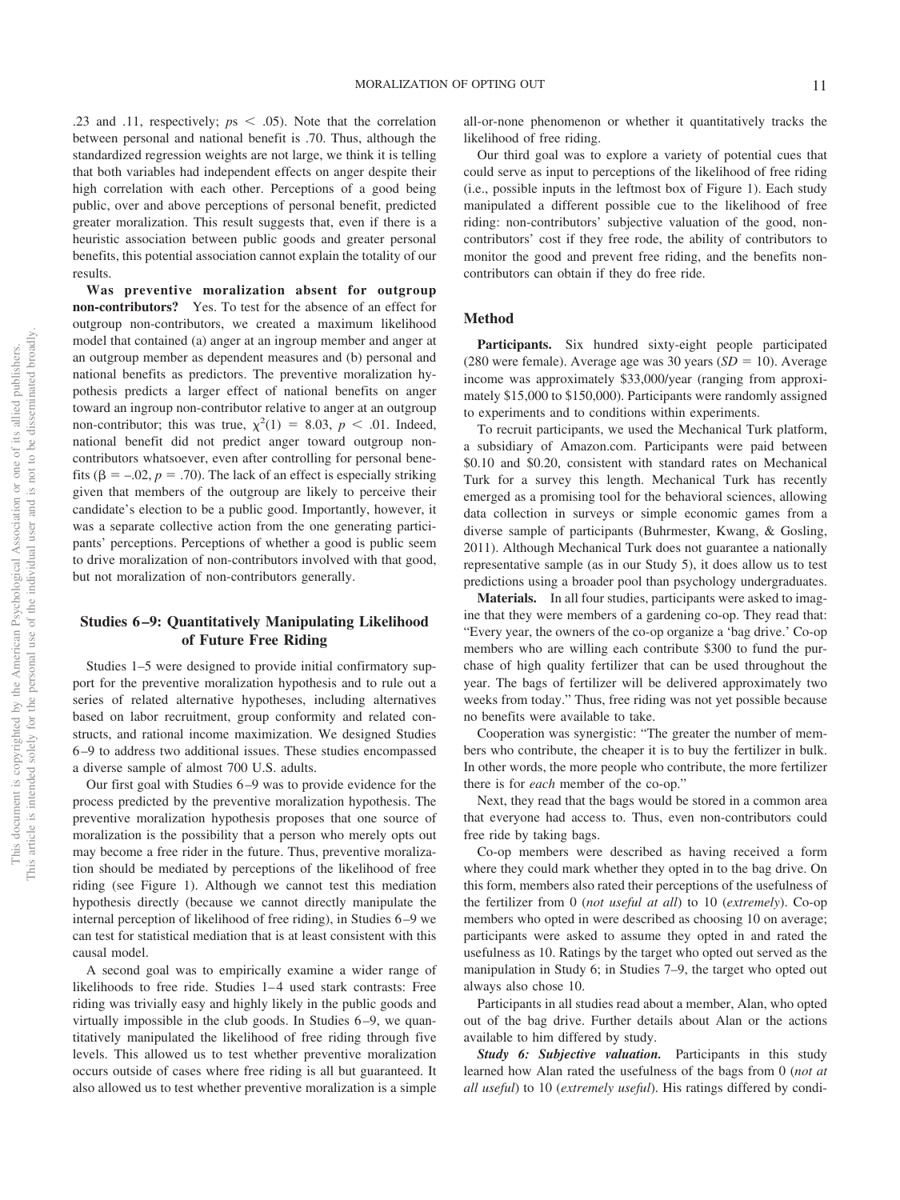.23 and .11, respectively; $ps < .05$). Note that the correlation between personal and national benefit is .70. Thus, although the standardized regression weights are not large, we think it is telling that both variables had independent effects on anger despite their high correlation with each other. Perceptions of a good being public, over and above perceptions of personal benefit, predicted greater moralization. This result suggests that, even if there is a heuristic association between public goods and greater personal benefits, this potential association cannot explain the totality of our results.

**Was preventive moralization absent for outgroup non-contributors?** Yes. To test for the absence of an effect for outgroup non-contributors, we created a maximum likelihood model that contained (a) anger at an ingroup member and anger at an outgroup member as dependent measures and (b) personal and national benefits as predictors. The preventive moralization hypothesis predicts a larger effect of national benefits on anger toward an ingroup non-contributor relative to anger at an outgroup non-contributor; this was true, $\chi^2(1) = 8.03$, $p < .01$. Indeed, national benefit did not predict anger toward outgroup non-contributors whatsoever, even after controlling for personal benefits ($\beta = -.02$, $p = .70$). The lack of an effect is especially striking given that members of the outgroup are likely to perceive their candidate's election to be a public good. Importantly, however, it was a separate collective action from the one generating participants' perceptions. Perceptions of whether a good is public seem to drive moralization of non-contributors involved with that good, but not moralization of non-contributors generally.

## Studies 6–9: Quantitatively Manipulating Likelihood of Future Free Riding

Studies 1–5 were designed to provide initial confirmatory support for the preventive moralization hypothesis and to rule out a series of related alternative hypotheses, including alternatives based on labor recruitment, group conformity and related constructs, and rational income maximization. We designed Studies 6–9 to address two additional issues. These studies encompassed a diverse sample of almost 700 U.S. adults.

Our first goal with Studies 6–9 was to provide evidence for the process predicted by the preventive moralization hypothesis. The preventive moralization hypothesis proposes that one source of moralization is the possibility that a person who merely opts out may become a free rider in the future. Thus, preventive moralization should be mediated by perceptions of the likelihood of free riding (see Figure 1). Although we cannot test this mediation hypothesis directly (because we cannot directly manipulate the internal perception of likelihood of free riding), in Studies 6–9 we can test for statistical mediation that is at least consistent with this causal model.

A second goal was to empirically examine a wider range of likelihoods to free ride. Studies 1–4 used stark contrasts: Free riding was trivially easy and highly likely in the public goods and virtually impossible in the club goods. In Studies 6–9, we quantitatively manipulated the likelihood of free riding through five levels. This allowed us to test whether preventive moralization occurs outside of cases where free riding is all but guaranteed. It also allowed us to test whether preventive moralization is a simple all-or-none phenomenon or whether it quantitatively tracks the likelihood of free riding.

Our third goal was to explore a variety of potential cues that could serve as input to perceptions of the likelihood of free riding (i.e., possible inputs in the leftmost box of Figure 1). Each study manipulated a different possible cue to the likelihood of free riding: non-contributors' subjective valuation of the good, non-contributors' cost if they free rode, the ability of contributors to monitor the good and prevent free riding, and the benefits non-contributors can obtain if they do free ride.

### Method

**Participants.** Six hundred sixty-eight people participated (280 were female). Average age was 30 years ($SD = 10$). Average income was approximately \$33,000/year (ranging from approximately \$15,000 to \$150,000). Participants were randomly assigned to experiments and to conditions within experiments.

To recruit participants, we used the Mechanical Turk platform, a subsidiary of Amazon.com. Participants were paid between \$0.10 and \$0.20, consistent with standard rates on Mechanical Turk for a survey this length. Mechanical Turk has recently emerged as a promising tool for the behavioral sciences, allowing data collection in surveys or simple economic games from a diverse sample of participants (Buhrmester, Kwang, & Gosling, 2011). Although Mechanical Turk does not guarantee a nationally representative sample (as in our Study 5), it does allow us to test predictions using a broader pool than psychology undergraduates.

**Materials.** In all four studies, participants were asked to imagine that they were members of a gardening co-op. They read that: "Every year, the owners of the co-op organize a 'bag drive.' Co-op members who are willing each contribute \$300 to fund the purchase of high quality fertilizer that can be used throughout the year. The bags of fertilizer will be delivered approximately two weeks from today." Thus, free riding was not yet possible because no benefits were available to take.

Cooperation was synergistic: "The greater the number of members who contribute, the cheaper it is to buy the fertilizer in bulk. In other words, the more people who contribute, the more fertilizer there is for *each* member of the co-op."

Next, they read that the bags would be stored in a common area that everyone had access to. Thus, even non-contributors could free ride by taking bags.

Co-op members were described as having received a form where they could mark whether they opted in to the bag drive. On this form, members also rated their perceptions of the usefulness of the fertilizer from 0 (*not useful at all*) to 10 (*extremely*). Co-op members who opted in were described as choosing 10 on average; participants were asked to assume they opted in and rated the usefulness as 10. Ratings by the target who opted out served as the manipulation in Study 6; in Studies 7–9, the target who opted out always also chose 10.

Participants in all studies read about a member, Alan, who opted out of the bag drive. Further details about Alan or the actions available to him differed by study.

***Study 6: Subjective valuation.*** Participants in this study learned how Alan rated the usefulness of the bags from 0 (*not at all useful*) to 10 (*extremely useful*). His ratings differed by condi-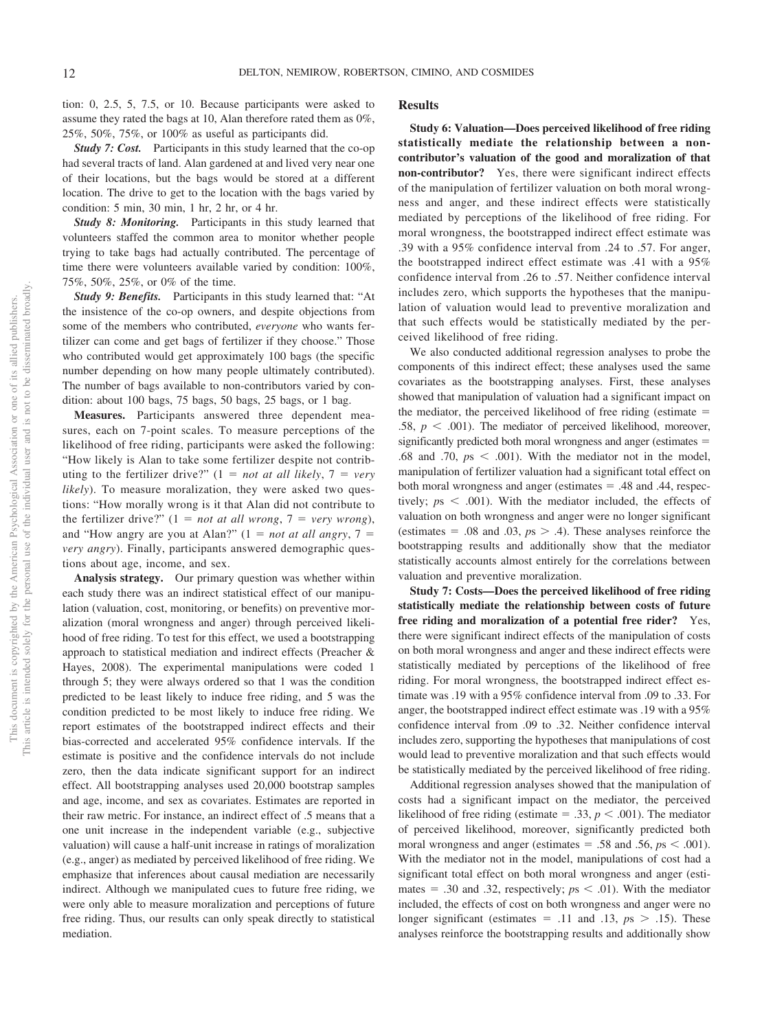tion: 0, 2.5, 5, 7.5, or 10. Because participants were asked to assume they rated the bags at 10, Alan therefore rated them as 0%, 25%, 50%, 75%, or 100% as useful as participants did.

***Study 7: Cost.*** Participants in this study learned that the co-op had several tracts of land. Alan gardened at and lived very near one of their locations, but the bags would be stored at a different location. The drive to get to the location with the bags varied by condition: 5 min, 30 min, 1 hr, 2 hr, or 4 hr.

***Study 8: Monitoring.*** Participants in this study learned that volunteers staffed the common area to monitor whether people trying to take bags had actually contributed. The percentage of time there were volunteers available varied by condition: 100%, 75%, 50%, 25%, or 0% of the time.

***Study 9: Benefits.*** Participants in this study learned that: "At the insistence of the co-op owners, and despite objections from some of the members who contributed, *everyone* who wants fertilizer can come and get bags of fertilizer if they choose." Those who contributed would get approximately 100 bags (the specific number depending on how many people ultimately contributed). The number of bags available to non-contributors varied by condition: about 100 bags, 75 bags, 50 bags, 25 bags, or 1 bag.

**Measures.** Participants answered three dependent measures, each on 7-point scales. To measure perceptions of the likelihood of free riding, participants were asked the following: "How likely is Alan to take some fertilizer despite not contributing to the fertilizer drive?" (1 = *not at all likely*, 7 = *very likely*). To measure moralization, they were asked two questions: "How morally wrong is it that Alan did not contribute to the fertilizer drive?" (1 = *not at all wrong*, 7 = *very wrong*), and "How angry are you at Alan?" (1 = *not at all angry*, 7 = *very angry*). Finally, participants answered demographic questions about age, income, and sex.

**Analysis strategy.** Our primary question was whether within each study there was an indirect statistical effect of our manipulation (valuation, cost, monitoring, or benefits) on preventive moralization (moral wrongness and anger) through perceived likelihood of free riding. To test for this effect, we used a bootstrapping approach to statistical mediation and indirect effects (Preacher & Hayes, 2008). The experimental manipulations were coded 1 through 5; they were always ordered so that 1 was the condition predicted to be least likely to induce free riding, and 5 was the condition predicted to be most likely to induce free riding. We report estimates of the bootstrapped indirect effects and their bias-corrected and accelerated 95% confidence intervals. If the estimate is positive and the confidence intervals do not include zero, then the data indicate significant support for an indirect effect. All bootstrapping analyses used 20,000 bootstrap samples and age, income, and sex as covariates. Estimates are reported in their raw metric. For instance, an indirect effect of .5 means that a one unit increase in the independent variable (e.g., subjective valuation) will cause a half-unit increase in ratings of moralization (e.g., anger) as mediated by perceived likelihood of free riding. We emphasize that inferences about causal mediation are necessarily indirect. Although we manipulated cues to future free riding, we were only able to measure moralization and perceptions of future free riding. Thus, our results can only speak directly to statistical mediation.

## Results

**Study 6: Valuation—Does perceived likelihood of free riding statistically mediate the relationship between a non-contributor's valuation of the good and moralization of that non-contributor?** Yes, there were significant indirect effects of the manipulation of fertilizer valuation on both moral wrongness and anger, and these indirect effects were statistically mediated by perceptions of the likelihood of free riding. For moral wrongness, the bootstrapped indirect effect estimate was .39 with a 95% confidence interval from .24 to .57. For anger, the bootstrapped indirect effect estimate was .41 with a 95% confidence interval from .26 to .57. Neither confidence interval includes zero, which supports the hypotheses that the manipulation of valuation would lead to preventive moralization and that such effects would be statistically mediated by the perceived likelihood of free riding.

We also conducted additional regression analyses to probe the components of this indirect effect; these analyses used the same covariates as the bootstrapping analyses. First, these analyses showed that manipulation of valuation had a significant impact on the mediator, the perceived likelihood of free riding (estimate = .58, $p < .001$). The mediator of perceived likelihood, moreover, significantly predicted both moral wrongness and anger (estimates = .68 and .70, $ps < .001$). With the mediator not in the model, manipulation of fertilizer valuation had a significant total effect on both moral wrongness and anger (estimates = .48 and .44, respectively; $ps < .001$). With the mediator included, the effects of valuation on both wrongness and anger were no longer significant (estimates = .08 and .03, $ps > .4$). These analyses reinforce the bootstrapping results and additionally show that the mediator statistically accounts almost entirely for the correlations between valuation and preventive moralization.

**Study 7: Costs—Does the perceived likelihood of free riding statistically mediate the relationship between costs of future free riding and moralization of a potential free rider?** Yes, there were significant indirect effects of the manipulation of costs on both moral wrongness and anger and these indirect effects were statistically mediated by perceptions of the likelihood of free riding. For moral wrongness, the bootstrapped indirect effect estimate was .19 with a 95% confidence interval from .09 to .33. For anger, the bootstrapped indirect effect estimate was .19 with a 95% confidence interval from .09 to .32. Neither confidence interval includes zero, supporting the hypotheses that manipulations of cost would lead to preventive moralization and that such effects would be statistically mediated by the perceived likelihood of free riding.

Additional regression analyses showed that the manipulation of costs had a significant impact on the mediator, the perceived likelihood of free riding (estimate = .33, $p < .001$). The mediator of perceived likelihood, moreover, significantly predicted both moral wrongness and anger (estimates = .58 and .56, $ps < .001$). With the mediator not in the model, manipulations of cost had a significant total effect on both moral wrongness and anger (estimates = .30 and .32, respectively; $ps < .01$). With the mediator included, the effects of cost on both wrongness and anger were no longer significant (estimates = .11 and .13, $ps > .15$). These analyses reinforce the bootstrapping results and additionally show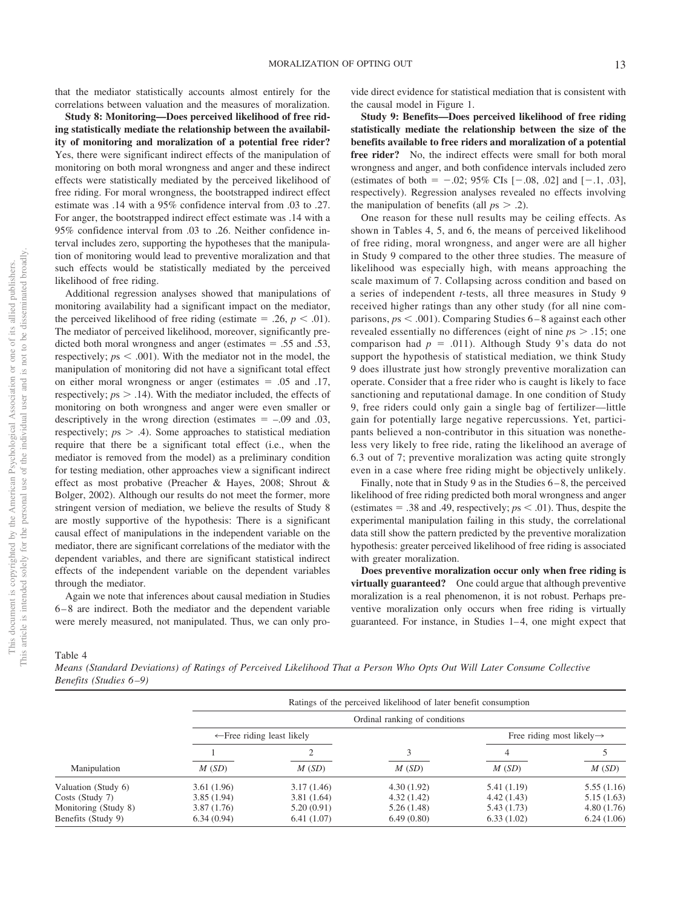that the mediator statistically accounts almost entirely for the correlations between valuation and the measures of moralization.

**Study 8: Monitoring—Does perceived likelihood of free riding statistically mediate the relationship between the availability of monitoring and moralization of a potential free rider?** Yes, there were significant indirect effects of the manipulation of monitoring on both moral wrongness and anger and these indirect effects were statistically mediated by the perceived likelihood of free riding. For moral wrongness, the bootstrapped indirect effect estimate was .14 with a 95% confidence interval from .03 to .27. For anger, the bootstrapped indirect effect estimate was .14 with a 95% confidence interval from .03 to .26. Neither confidence interval includes zero, supporting the hypotheses that the manipulation of monitoring would lead to preventive moralization and that such effects would be statistically mediated by the perceived likelihood of free riding.

Additional regression analyses showed that manipulations of monitoring availability had a significant impact on the mediator, the perceived likelihood of free riding (estimate = .26, $p < .01$). The mediator of perceived likelihood, moreover, significantly predicted both moral wrongness and anger (estimates = .55 and .53, respectively; $p$s $< .001$). With the mediator not in the model, the manipulation of monitoring did not have a significant total effect on either moral wrongness or anger (estimates = .05 and .17, respectively; $p$s $> .14$). With the mediator included, the effects of monitoring on both wrongness and anger were even smaller or descriptively in the wrong direction (estimates = –.09 and .03, respectively; $p$s $> .4$). Some approaches to statistical mediation require that there be a significant total effect (i.e., when the mediator is removed from the model) as a preliminary condition for testing mediation, other approaches view a significant indirect effect as most probative (Preacher & Hayes, 2008; Shrout & Bolger, 2002). Although our results do not meet the former, more stringent version of mediation, we believe the results of Study 8 are mostly supportive of the hypothesis: There is a significant causal effect of manipulations in the independent variable on the mediator, there are significant correlations of the mediator with the dependent variables, and there are significant statistical indirect effects of the independent variable on the dependent variables through the mediator.

Again we note that inferences about causal mediation in Studies 6–8 are indirect. Both the mediator and the dependent variable were merely measured, not manipulated. Thus, we can only provide direct evidence for statistical mediation that is consistent with the causal model in Figure 1.

**Study 9: Benefits—Does perceived likelihood of free riding statistically mediate the relationship between the size of the benefits available to free riders and moralization of a potential free rider?** No, the indirect effects were small for both moral wrongness and anger, and both confidence intervals included zero (estimates of both = −.02; 95% CIs [−.08, .02] and [−.1, .03], respectively). Regression analyses revealed no effects involving the manipulation of benefits (all $p$s $> .2$).

One reason for these null results may be ceiling effects. As shown in Tables 4, 5, and 6, the means of perceived likelihood of free riding, moral wrongness, and anger were are all higher in Study 9 compared to the other three studies. The measure of likelihood was especially high, with means approaching the scale maximum of 7. Collapsing across condition and based on a series of independent $t$-tests, all three measures in Study 9 received higher ratings than any other study (for all nine comparisons, $p$s $< .001$). Comparing Studies 6–8 against each other revealed essentially no differences (eight of nine $p$s $> .15$; one comparison had $p = .011$). Although Study 9's data do not support the hypothesis of statistical mediation, we think Study 9 does illustrate just how strongly preventive moralization can operate. Consider that a free rider who is caught is likely to face sanctioning and reputational damage. In one condition of Study 9, free riders could only gain a single bag of fertilizer—little gain for potentially large negative repercussions. Yet, participants believed a non-contributor in this situation was nonetheless very likely to free ride, rating the likelihood an average of 6.3 out of 7; preventive moralization was acting quite strongly even in a case where free riding might be objectively unlikely.

Finally, note that in Study 9 as in the Studies 6–8, the perceived likelihood of free riding predicted both moral wrongness and anger (estimates = .38 and .49, respectively; $p$s $< .01$). Thus, despite the experimental manipulation failing in this study, the correlational data still show the pattern predicted by the preventive moralization hypothesis: greater perceived likelihood of free riding is associated with greater moralization.

**Does preventive moralization occur only when free riding is virtually guaranteed?** One could argue that although preventive moralization is a real phenomenon, it is not robust. Perhaps preventive moralization only occurs when free riding is virtually guaranteed. For instance, in Studies 1–4, one might expect that

Table 4

*Means (Standard Deviations) of Ratings of Perceived Likelihood That a Person Who Opts Out Will Later Consume Collective Benefits (Studies 6–9)*

| | Ratings of the perceived likelihood of later benefit consumption | | | | |
|---|---|---|---|---|---|
| | Ordinal ranking of conditions | | | | |
| | ←Free riding least likely | | | Free riding most likely→ | |
| | 1 | 2 | 3 | 4 | 5 |
| Manipulation | *M* (*SD*) | *M* (*SD*) | *M* (*SD*) | *M* (*SD*) | *M* (*SD*) |
| Valuation (Study 6) | 3.61 (1.96) | 3.17 (1.46) | 4.30 (1.92) | 5.41 (1.19) | 5.55 (1.16) |
| Costs (Study 7) | 3.85 (1.94) | 3.81 (1.64) | 4.32 (1.42) | 4.42 (1.43) | 5.15 (1.63) |
| Monitoring (Study 8) | 3.87 (1.76) | 5.20 (0.91) | 5.26 (1.48) | 5.43 (1.73) | 4.80 (1.76) |
| Benefits (Study 9) | 6.34 (0.94) | 6.41 (1.07) | 6.49 (0.80) | 6.33 (1.02) | 6.24 (1.06) |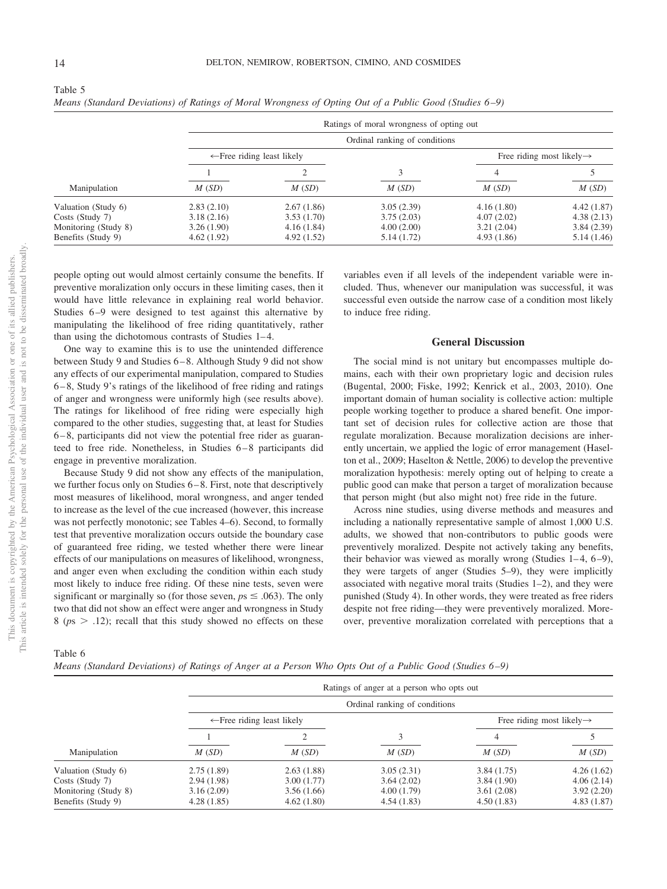Table 5

*Means (Standard Deviations) of Ratings of Moral Wrongness of Opting Out of a Public Good (Studies 6–9)*

| | Ratings of moral wrongness of opting out | | | | |
|---|---|---|---|---|---|
| | Ordinal ranking of conditions | | | | |
| | ←Free riding least likely | | | Free riding most likely→ | |
| | 1 | 2 | 3 | 4 | 5 |
| Manipulation | *M* (*SD*) | *M* (*SD*) | *M* (*SD*) | *M* (*SD*) | *M* (*SD*) |
| Valuation (Study 6) | 2.83 (2.10) | 2.67 (1.86) | 3.05 (2.39) | 4.16 (1.80) | 4.42 (1.87) |
| Costs (Study 7) | 3.18 (2.16) | 3.53 (1.70) | 3.75 (2.03) | 4.07 (2.02) | 4.38 (2.13) |
| Monitoring (Study 8) | 3.26 (1.90) | 4.16 (1.84) | 4.00 (2.00) | 3.21 (2.04) | 3.84 (2.39) |
| Benefits (Study 9) | 4.62 (1.92) | 4.92 (1.52) | 5.14 (1.72) | 4.93 (1.86) | 5.14 (1.46) |

people opting out would almost certainly consume the benefits. If preventive moralization only occurs in these limiting cases, then it would have little relevance in explaining real world behavior. Studies 6–9 were designed to test against this alternative by manipulating the likelihood of free riding quantitatively, rather than using the dichotomous contrasts of Studies 1–4.

One way to examine this is to use the unintended difference between Study 9 and Studies 6–8. Although Study 9 did not show any effects of our experimental manipulation, compared to Studies 6–8, Study 9's ratings of the likelihood of free riding and ratings of anger and wrongness were uniformly high (see results above). The ratings for likelihood of free riding were especially high compared to the other studies, suggesting that, at least for Studies 6–8, participants did not view the potential free rider as guaranteed to free ride. Nonetheless, in Studies 6–8 participants did engage in preventive moralization.

Because Study 9 did not show any effects of the manipulation, we further focus only on Studies 6–8. First, note that descriptively most measures of likelihood, moral wrongness, and anger tended to increase as the level of the cue increased (however, this increase was not perfectly monotonic; see Tables 4–6). Second, to formally test that preventive moralization occurs outside the boundary case of guaranteed free riding, we tested whether there were linear effects of our manipulations on measures of likelihood, wrongness, and anger even when excluding the condition within each study most likely to induce free riding. Of these nine tests, seven were significant or marginally so (for those seven, $ps \leq .063$). The only two that did not show an effect were anger and wrongness in Study 8 ($ps > .12$); recall that this study showed no effects on these variables even if all levels of the independent variable were included. Thus, whenever our manipulation was successful, it was successful even outside the narrow case of a condition most likely to induce free riding.

## General Discussion

The social mind is not unitary but encompasses multiple domains, each with their own proprietary logic and decision rules (Bugental, 2000; Fiske, 1992; Kenrick et al., 2003, 2010). One important domain of human sociality is collective action: multiple people working together to produce a shared benefit. One important set of decision rules for collective action are those that regulate moralization. Because moralization decisions are inherently uncertain, we applied the logic of error management (Haselton et al., 2009; Haselton & Nettle, 2006) to develop the preventive moralization hypothesis: merely opting out of helping to create a public good can make that person a target of moralization because that person might (but also might not) free ride in the future.

Across nine studies, using diverse methods and measures and including a nationally representative sample of almost 1,000 U.S. adults, we showed that non-contributors to public goods were preventively moralized. Despite not actively taking any benefits, their behavior was viewed as morally wrong (Studies 1–4, 6–9), they were targets of anger (Studies 5–9), they were implicitly associated with negative moral traits (Studies 1–2), and they were punished (Study 4). In other words, they were treated as free riders despite not free riding—they were preventively moralized. Moreover, preventive moralization correlated with perceptions that a

Table 6

*Means (Standard Deviations) of Ratings of Anger at a Person Who Opts Out of a Public Good (Studies 6–9)*

| | Ratings of anger at a person who opts out | | | | |
|---|---|---|---|---|---|
| | Ordinal ranking of conditions | | | | |
| | ←Free riding least likely | | | Free riding most likely→ | |
| | 1 | 2 | 3 | 4 | 5 |
| Manipulation | *M* (*SD*) | *M* (*SD*) | *M* (*SD*) | *M* (*SD*) | *M* (*SD*) |
| Valuation (Study 6) | 2.75 (1.89) | 2.63 (1.88) | 3.05 (2.31) | 3.84 (1.75) | 4.26 (1.62) |
| Costs (Study 7) | 2.94 (1.98) | 3.00 (1.77) | 3.64 (2.02) | 3.84 (1.90) | 4.06 (2.14) |
| Monitoring (Study 8) | 3.16 (2.09) | 3.56 (1.66) | 4.00 (1.79) | 3.61 (2.08) | 3.92 (2.20) |
| Benefits (Study 9) | 4.28 (1.85) | 4.62 (1.80) | 4.54 (1.83) | 4.50 (1.83) | 4.83 (1.87) |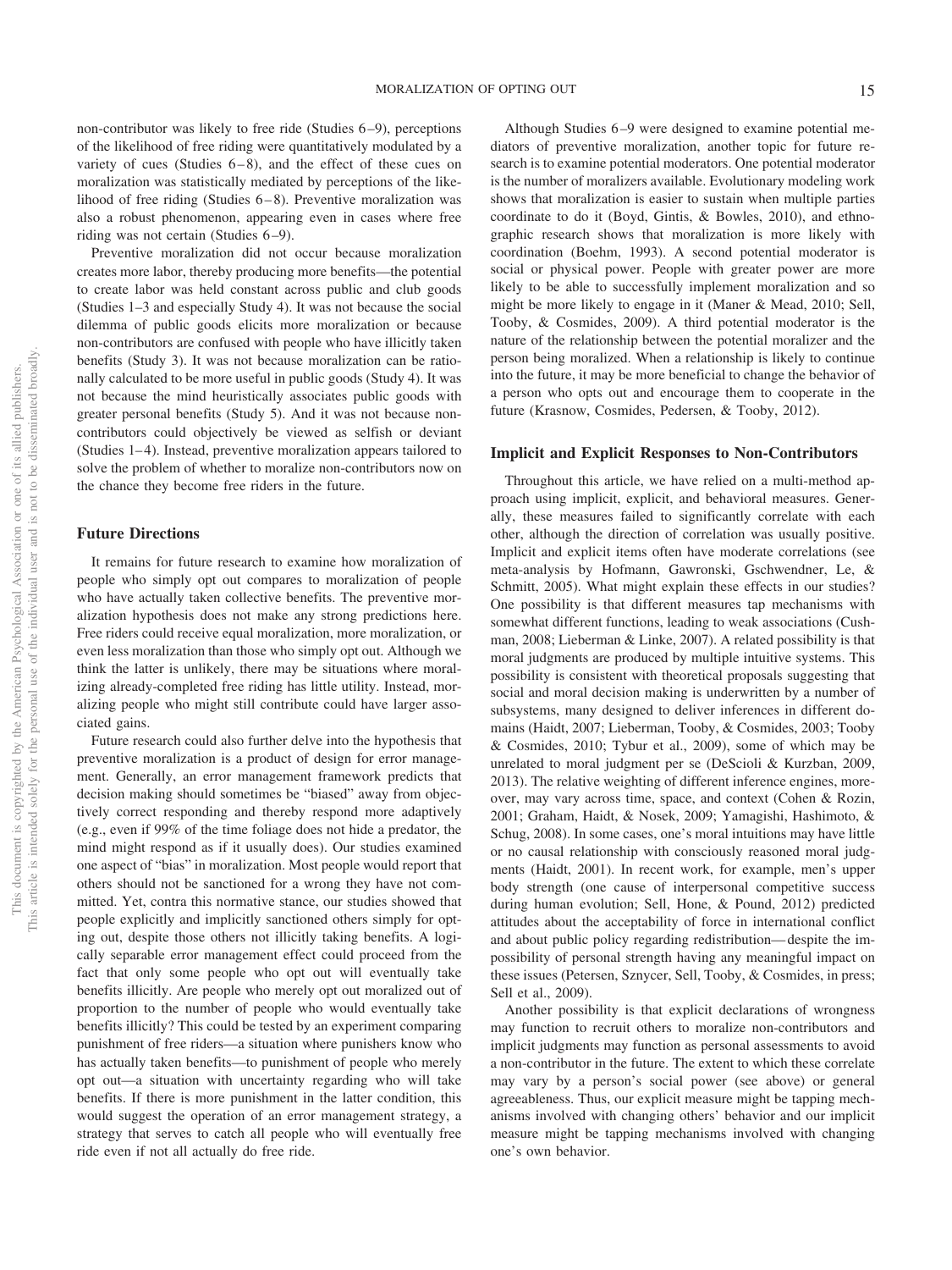non-contributor was likely to free ride (Studies 6–9), perceptions of the likelihood of free riding were quantitatively modulated by a variety of cues (Studies 6–8), and the effect of these cues on moralization was statistically mediated by perceptions of the likelihood of free riding (Studies 6–8). Preventive moralization was also a robust phenomenon, appearing even in cases where free riding was not certain (Studies 6–9).

Preventive moralization did not occur because moralization creates more labor, thereby producing more benefits—the potential to create labor was held constant across public and club goods (Studies 1–3 and especially Study 4). It was not because the social dilemma of public goods elicits more moralization or because non-contributors are confused with people who have illicitly taken benefits (Study 3). It was not because moralization can be rationally calculated to be more useful in public goods (Study 4). It was not because the mind heuristically associates public goods with greater personal benefits (Study 5). And it was not because non-contributors could objectively be viewed as selfish or deviant (Studies 1–4). Instead, preventive moralization appears tailored to solve the problem of whether to moralize non-contributors now on the chance they become free riders in the future.

## Future Directions

It remains for future research to examine how moralization of people who simply opt out compares to moralization of people who have actually taken collective benefits. The preventive moralization hypothesis does not make any strong predictions here. Free riders could receive equal moralization, more moralization, or even less moralization than those who simply opt out. Although we think the latter is unlikely, there may be situations where moralizing already-completed free riding has little utility. Instead, moralizing people who might still contribute could have larger associated gains.

Future research could also further delve into the hypothesis that preventive moralization is a product of design for error management. Generally, an error management framework predicts that decision making should sometimes be "biased" away from objectively correct responding and thereby respond more adaptively (e.g., even if 99% of the time foliage does not hide a predator, the mind might respond as if it usually does). Our studies examined one aspect of "bias" in moralization. Most people would report that others should not be sanctioned for a wrong they have not committed. Yet, contra this normative stance, our studies showed that people explicitly and implicitly sanctioned others simply for opting out, despite those others not illicitly taking benefits. A logically separable error management effect could proceed from the fact that only some people who opt out will eventually take benefits illicitly. Are people who merely opt out moralized out of proportion to the number of people who would eventually take benefits illicitly? This could be tested by an experiment comparing punishment of free riders—a situation where punishers know who has actually taken benefits—to punishment of people who merely opt out—a situation with uncertainty regarding who will take benefits. If there is more punishment in the latter condition, this would suggest the operation of an error management strategy, a strategy that serves to catch all people who will eventually free ride even if not all actually do free ride.

Although Studies 6–9 were designed to examine potential mediators of preventive moralization, another topic for future research is to examine potential moderators. One potential moderator is the number of moralizers available. Evolutionary modeling work shows that moralization is easier to sustain when multiple parties coordinate to do it (Boyd, Gintis, & Bowles, 2010), and ethnographic research shows that moralization is more likely with coordination (Boehm, 1993). A second potential moderator is social or physical power. People with greater power are more likely to be able to successfully implement moralization and so might be more likely to engage in it (Maner & Mead, 2010; Sell, Tooby, & Cosmides, 2009). A third potential moderator is the nature of the relationship between the potential moralizer and the person being moralized. When a relationship is likely to continue into the future, it may be more beneficial to change the behavior of a person who opts out and encourage them to cooperate in the future (Krasnow, Cosmides, Pedersen, & Tooby, 2012).

## Implicit and Explicit Responses to Non-Contributors

Throughout this article, we have relied on a multi-method approach using implicit, explicit, and behavioral measures. Generally, these measures failed to significantly correlate with each other, although the direction of correlation was usually positive. Implicit and explicit items often have moderate correlations (see meta-analysis by Hofmann, Gawronski, Gschwendner, Le, & Schmitt, 2005). What might explain these effects in our studies? One possibility is that different measures tap mechanisms with somewhat different functions, leading to weak associations (Cushman, 2008; Lieberman & Linke, 2007). A related possibility is that moral judgments are produced by multiple intuitive systems. This possibility is consistent with theoretical proposals suggesting that social and moral decision making is underwritten by a number of subsystems, many designed to deliver inferences in different domains (Haidt, 2007; Lieberman, Tooby, & Cosmides, 2003; Tooby & Cosmides, 2010; Tybur et al., 2009), some of which may be unrelated to moral judgment per se (DeScioli & Kurzban, 2009, 2013). The relative weighting of different inference engines, moreover, may vary across time, space, and context (Cohen & Rozin, 2001; Graham, Haidt, & Nosek, 2009; Yamagishi, Hashimoto, & Schug, 2008). In some cases, one's moral intuitions may have little or no causal relationship with consciously reasoned moral judgments (Haidt, 2001). In recent work, for example, men's upper body strength (one cause of interpersonal competitive success during human evolution; Sell, Hone, & Pound, 2012) predicted attitudes about the acceptability of force in international conflict and about public policy regarding redistribution—despite the impossibility of personal strength having any meaningful impact on these issues (Petersen, Sznycer, Sell, Tooby, & Cosmides, in press; Sell et al., 2009).

Another possibility is that explicit declarations of wrongness may function to recruit others to moralize non-contributors and implicit judgments may function as personal assessments to avoid a non-contributor in the future. The extent to which these correlate may vary by a person's social power (see above) or general agreeableness. Thus, our explicit measure might be tapping mechanisms involved with changing others' behavior and our implicit measure might be tapping mechanisms involved with changing one's own behavior.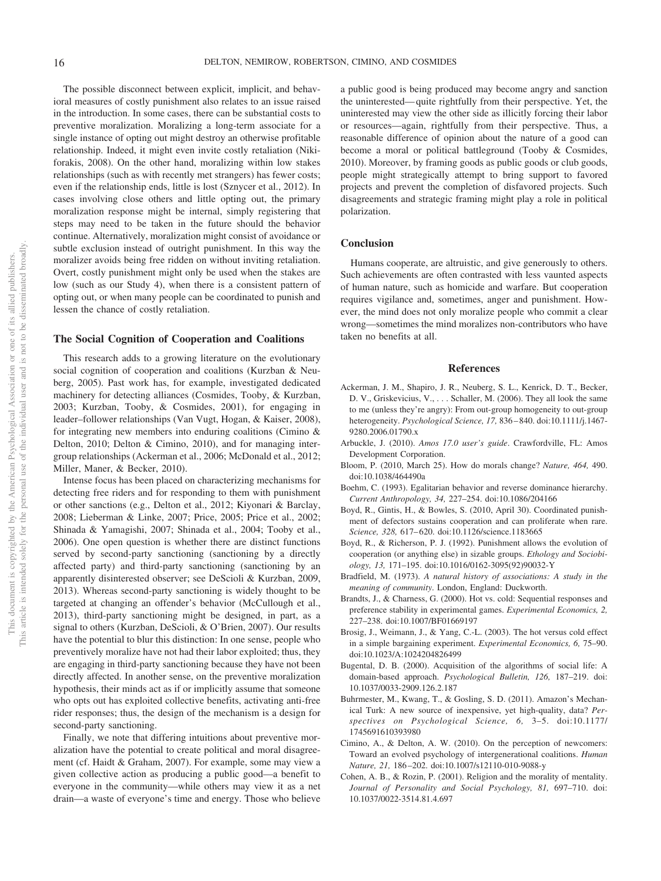The possible disconnect between explicit, implicit, and behavioral measures of costly punishment also relates to an issue raised in the introduction. In some cases, there can be substantial costs to preventive moralization. Moralizing a long-term associate for a single instance of opting out might destroy an otherwise profitable relationship. Indeed, it might even invite costly retaliation (Nikiforakis, 2008). On the other hand, moralizing within low stakes relationships (such as with recently met strangers) has fewer costs; even if the relationship ends, little is lost (Sznycer et al., 2012). In cases involving close others and little opting out, the primary moralization response might be internal, simply registering that steps may need to be taken in the future should the behavior continue. Alternatively, moralization might consist of avoidance or subtle exclusion instead of outright punishment. In this way the moralizer avoids being free ridden on without inviting retaliation. Overt, costly punishment might only be used when the stakes are low (such as our Study 4), when there is a consistent pattern of opting out, or when many people can be coordinated to punish and lessen the chance of costly retaliation.

## The Social Cognition of Cooperation and Coalitions

This research adds to a growing literature on the evolutionary social cognition of cooperation and coalitions (Kurzban & Neuberg, 2005). Past work has, for example, investigated dedicated machinery for detecting alliances (Cosmides, Tooby, & Kurzban, 2003; Kurzban, Tooby, & Cosmides, 2001), for engaging in leader–follower relationships (Van Vugt, Hogan, & Kaiser, 2008), for integrating new members into enduring coalitions (Cimino & Delton, 2010; Delton & Cimino, 2010), and for managing intergroup relationships (Ackerman et al., 2006; McDonald et al., 2012; Miller, Maner, & Becker, 2010).

Intense focus has been placed on characterizing mechanisms for detecting free riders and for responding to them with punishment or other sanctions (e.g., Delton et al., 2012; Kiyonari & Barclay, 2008; Lieberman & Linke, 2007; Price, 2005; Price et al., 2002; Shinada & Yamagishi, 2007; Shinada et al., 2004; Tooby et al., 2006). One open question is whether there are distinct functions served by second-party sanctioning (sanctioning by a directly affected party) and third-party sanctioning (sanctioning by an apparently disinterested observer; see DeScioli & Kurzban, 2009, 2013). Whereas second-party sanctioning is widely thought to be targeted at changing an offender's behavior (McCullough et al., 2013), third-party sanctioning might be designed, in part, as a signal to others (Kurzban, DeScioli, & O'Brien, 2007). Our results have the potential to blur this distinction: In one sense, people who preventively moralize have not had their labor exploited; thus, they are engaging in third-party sanctioning because they have not been directly affected. In another sense, on the preventive moralization hypothesis, their minds act as if or implicitly assume that someone who opts out has exploited collective benefits, activating anti-free rider responses; thus, the design of the mechanism is a design for second-party sanctioning.

Finally, we note that differing intuitions about preventive moralization have the potential to create political and moral disagreement (cf. Haidt & Graham, 2007). For example, some may view a given collective action as producing a public good—a benefit to everyone in the community—while others may view it as a net drain—a waste of everyone's time and energy. Those who believe a public good is being produced may become angry and sanction the uninterested—quite rightfully from their perspective. Yet, the uninterested may view the other side as illicitly forcing their labor or resources—again, rightfully from their perspective. Thus, a reasonable difference of opinion about the nature of a good can become a moral or political battleground (Tooby & Cosmides, 2010). Moreover, by framing goods as public goods or club goods, people might strategically attempt to bring support to favored projects and prevent the completion of disfavored projects. Such disagreements and strategic framing might play a role in political polarization.

## Conclusion

Humans cooperate, are altruistic, and give generously to others. Such achievements are often contrasted with less vaunted aspects of human nature, such as homicide and warfare. But cooperation requires vigilance and, sometimes, anger and punishment. However, the mind does not only moralize people who commit a clear wrong—sometimes the mind moralizes non-contributors who have taken no benefits at all.

## References

Ackerman, J. M., Shapiro, J. R., Neuberg, S. L., Kenrick, D. T., Becker, D. V., Griskevicius, V., . . . Schaller, M. (2006). They all look the same to me (unless they're angry): From out-group homogeneity to out-group heterogeneity. *Psychological Science, 17,* 836–840. doi:10.1111/j.1467-9280.2006.01790.x

Arbuckle, J. (2010). *Amos 17.0 user's guide*. Crawfordville, FL: Amos Development Corporation.

Bloom, P. (2010, March 25). How do morals change? *Nature, 464,* 490. doi:10.1038/464490a

Boehm, C. (1993). Egalitarian behavior and reverse dominance hierarchy. *Current Anthropology, 34,* 227–254. doi:10.1086/204166

Boyd, R., Gintis, H., & Bowles, S. (2010, April 30). Coordinated punishment of defectors sustains cooperation and can proliferate when rare. *Science, 328,* 617–620. doi:10.1126/science.1183665

Boyd, R., & Richerson, P. J. (1992). Punishment allows the evolution of cooperation (or anything else) in sizable groups. *Ethology and Sociobiology, 13,* 171–195. doi:10.1016/0162-3095(92)90032-Y

Bradfield, M. (1973). *A natural history of associations: A study in the meaning of community*. London, England: Duckworth.

Brandts, J., & Charness, G. (2000). Hot vs. cold: Sequential responses and preference stability in experimental games. *Experimental Economics, 2,* 227–238. doi:10.1007/BF01669197

Brosig, J., Weimann, J., & Yang, C.-L. (2003). The hot versus cold effect in a simple bargaining experiment. *Experimental Economics, 6,* 75–90. doi:10.1023/A:1024204826499

Bugental, D. B. (2000). Acquisition of the algorithms of social life: A domain-based approach. *Psychological Bulletin, 126,* 187–219. doi: 10.1037/0033-2909.126.2.187

Buhrmester, M., Kwang, T., & Gosling, S. D. (2011). Amazon's Mechanical Turk: A new source of inexpensive, yet high-quality, data? *Perspectives on Psychological Science, 6,* 3–5. doi:10.1177/1745691610393980

Cimino, A., & Delton, A. W. (2010). On the perception of newcomers: Toward an evolved psychology of intergenerational coalitions. *Human Nature, 21,* 186–202. doi:10.1007/s12110-010-9088-y

Cohen, A. B., & Rozin, P. (2001). Religion and the morality of mentality. *Journal of Personality and Social Psychology, 81,* 697–710. doi: 10.1037/0022-3514.81.4.697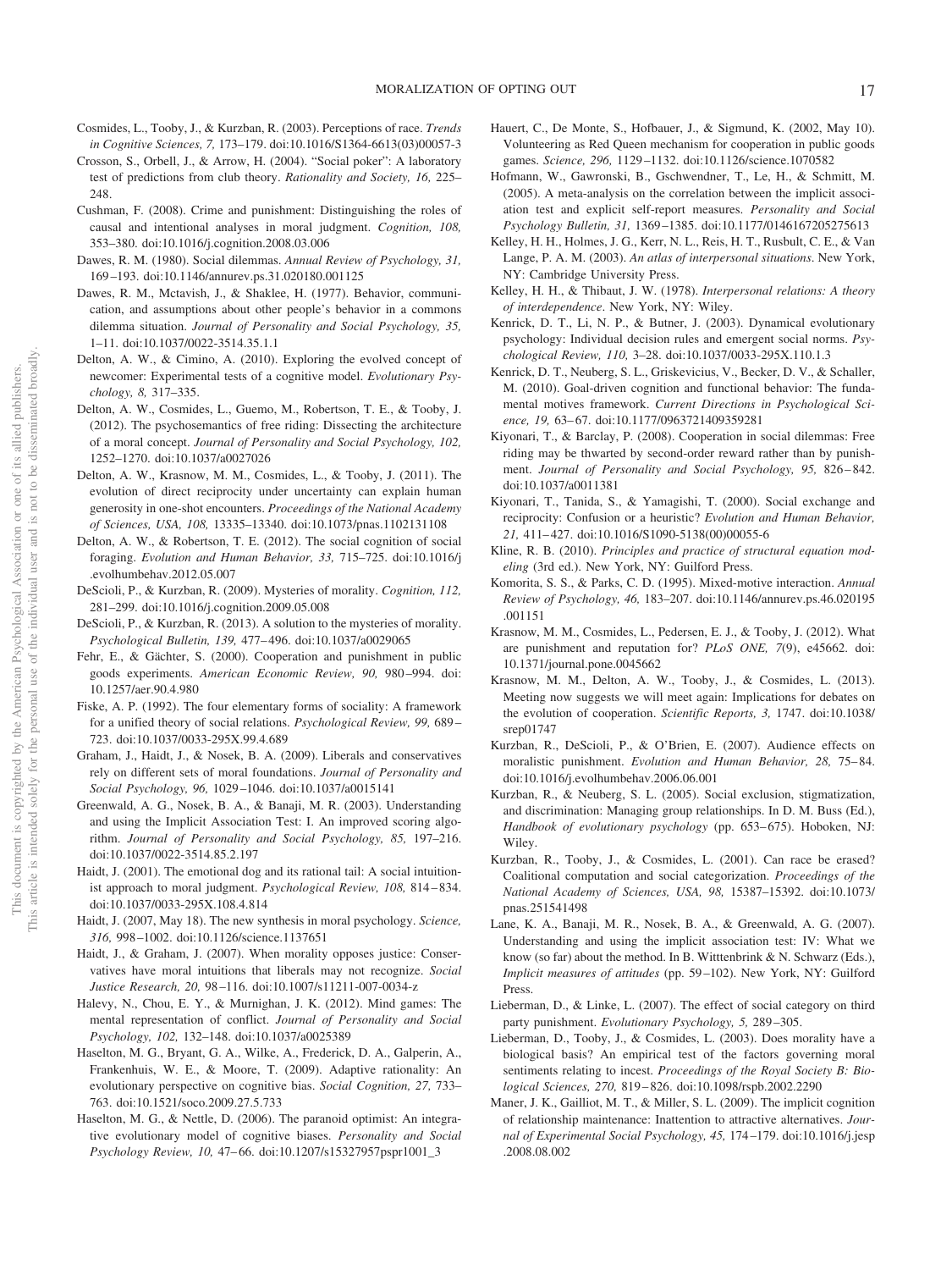Cosmides, L., Tooby, J., & Kurzban, R. (2003). Perceptions of race. *Trends in Cognitive Sciences, 7,* 173–179. doi:10.1016/S1364-6613(03)00057-3

Crosson, S., Orbell, J., & Arrow, H. (2004). "Social poker": A laboratory test of predictions from club theory. *Rationality and Society, 16,* 225–248.

Cushman, F. (2008). Crime and punishment: Distinguishing the roles of causal and intentional analyses in moral judgment. *Cognition, 108,* 353–380. doi:10.1016/j.cognition.2008.03.006

Dawes, R. M. (1980). Social dilemmas. *Annual Review of Psychology, 31,* 169–193. doi:10.1146/annurev.ps.31.020180.001125

Dawes, R. M., Mctavish, J., & Shaklee, H. (1977). Behavior, communication, and assumptions about other people's behavior in a commons dilemma situation. *Journal of Personality and Social Psychology, 35,* 1–11. doi:10.1037/0022-3514.35.1.1

Delton, A. W., & Cimino, A. (2010). Exploring the evolved concept of newcomer: Experimental tests of a cognitive model. *Evolutionary Psychology, 8,* 317–335.

Delton, A. W., Cosmides, L., Guemo, M., Robertson, T. E., & Tooby, J. (2012). The psychosemantics of free riding: Dissecting the architecture of a moral concept. *Journal of Personality and Social Psychology, 102,* 1252–1270. doi:10.1037/a0027026

Delton, A. W., Krasnow, M. M., Cosmides, L., & Tooby, J. (2011). The evolution of direct reciprocity under uncertainty can explain human generosity in one-shot encounters. *Proceedings of the National Academy of Sciences, USA, 108,* 13335–13340. doi:10.1073/pnas.1102131108

Delton, A. W., & Robertson, T. E. (2012). The social cognition of social foraging. *Evolution and Human Behavior, 33,* 715–725. doi:10.1016/j.evolhumbehav.2012.05.007

DeScioli, P., & Kurzban, R. (2009). Mysteries of morality. *Cognition, 112,* 281–299. doi:10.1016/j.cognition.2009.05.008

DeScioli, P., & Kurzban, R. (2013). A solution to the mysteries of morality. *Psychological Bulletin, 139,* 477–496. doi:10.1037/a0029065

Fehr, E., & Gächter, S. (2000). Cooperation and punishment in public goods experiments. *American Economic Review, 90,* 980–994. doi:10.1257/aer.90.4.980

Fiske, A. P. (1992). The four elementary forms of sociality: A framework for a unified theory of social relations. *Psychological Review, 99,* 689–723. doi:10.1037/0033-295X.99.4.689

Graham, J., Haidt, J., & Nosek, B. A. (2009). Liberals and conservatives rely on different sets of moral foundations. *Journal of Personality and Social Psychology, 96,* 1029–1046. doi:10.1037/a0015141

Greenwald, A. G., Nosek, B. A., & Banaji, M. R. (2003). Understanding and using the Implicit Association Test: I. An improved scoring algorithm. *Journal of Personality and Social Psychology, 85,* 197–216. doi:10.1037/0022-3514.85.2.197

Haidt, J. (2001). The emotional dog and its rational tail: A social intuitionist approach to moral judgment. *Psychological Review, 108,* 814–834. doi:10.1037/0033-295X.108.4.814

Haidt, J. (2007, May 18). The new synthesis in moral psychology. *Science, 316,* 998–1002. doi:10.1126/science.1137651

Haidt, J., & Graham, J. (2007). When morality opposes justice: Conservatives have moral intuitions that liberals may not recognize. *Social Justice Research, 20,* 98–116. doi:10.1007/s11211-007-0034-z

Halevy, N., Chou, E. Y., & Murnighan, J. K. (2012). Mind games: The mental representation of conflict. *Journal of Personality and Social Psychology, 102,* 132–148. doi:10.1037/a0025389

Haselton, M. G., Bryant, G. A., Wilke, A., Frederick, D. A., Galperin, A., Frankenhuis, W. E., & Moore, T. (2009). Adaptive rationality: An evolutionary perspective on cognitive bias. *Social Cognition, 27,* 733–763. doi:10.1521/soco.2009.27.5.733

Haselton, M. G., & Nettle, D. (2006). The paranoid optimist: An integrative evolutionary model of cognitive biases. *Personality and Social Psychology Review, 10,* 47–66. doi:10.1207/s15327957pspr1001_3

Hauert, C., De Monte, S., Hofbauer, J., & Sigmund, K. (2002, May 10). Volunteering as Red Queen mechanism for cooperation in public goods games. *Science, 296,* 1129–1132. doi:10.1126/science.1070582

Hofmann, W., Gawronski, B., Gschwendner, T., Le, H., & Schmitt, M. (2005). A meta-analysis on the correlation between the implicit association test and explicit self-report measures. *Personality and Social Psychology Bulletin, 31,* 1369–1385. doi:10.1177/0146167205275613

Kelley, H. H., Holmes, J. G., Kerr, N. L., Reis, H. T., Rusbult, C. E., & Van Lange, P. A. M. (2003). *An atlas of interpersonal situations*. New York, NY: Cambridge University Press.

Kelley, H. H., & Thibaut, J. W. (1978). *Interpersonal relations: A theory of interdependence*. New York, NY: Wiley.

Kenrick, D. T., Li, N. P., & Butner, J. (2003). Dynamical evolutionary psychology: Individual decision rules and emergent social norms. *Psychological Review, 110,* 3–28. doi:10.1037/0033-295X.110.1.3

Kenrick, D. T., Neuberg, S. L., Griskevicius, V., Becker, D. V., & Schaller, M. (2010). Goal-driven cognition and functional behavior: The fundamental motives framework. *Current Directions in Psychological Science, 19,* 63–67. doi:10.1177/0963721409359281

Kiyonari, T., & Barclay, P. (2008). Cooperation in social dilemmas: Free riding may be thwarted by second-order reward rather than by punishment. *Journal of Personality and Social Psychology, 95,* 826–842. doi:10.1037/a0011381

Kiyonari, T., Tanida, S., & Yamagishi, T. (2000). Social exchange and reciprocity: Confusion or a heuristic? *Evolution and Human Behavior, 21,* 411–427. doi:10.1016/S1090-5138(00)00055-6

Kline, R. B. (2010). *Principles and practice of structural equation modeling* (3rd ed.). New York, NY: Guilford Press.

Komorita, S. S., & Parks, C. D. (1995). Mixed-motive interaction. *Annual Review of Psychology, 46,* 183–207. doi:10.1146/annurev.ps.46.020195.001151

Krasnow, M. M., Cosmides, L., Pedersen, E. J., & Tooby, J. (2012). What are punishment and reputation for? *PLoS ONE, 7*(9), e45662. doi:10.1371/journal.pone.0045662

Krasnow, M. M., Delton, A. W., Tooby, J., & Cosmides, L. (2013). Meeting now suggests we will meet again: Implications for debates on the evolution of cooperation. *Scientific Reports, 3,* 1747. doi:10.1038/srep01747

Kurzban, R., DeScioli, P., & O'Brien, E. (2007). Audience effects on moralistic punishment. *Evolution and Human Behavior, 28,* 75–84. doi:10.1016/j.evolhumbehav.2006.06.001

Kurzban, R., & Neuberg, S. L. (2005). Social exclusion, stigmatization, and discrimination: Managing group relationships. In D. M. Buss (Ed.), *Handbook of evolutionary psychology* (pp. 653–675). Hoboken, NJ: Wiley.

Kurzban, R., Tooby, J., & Cosmides, L. (2001). Can race be erased? Coalitional computation and social categorization. *Proceedings of the National Academy of Sciences, USA, 98,* 15387–15392. doi:10.1073/pnas.251541498

Lane, K. A., Banaji, M. R., Nosek, B. A., & Greenwald, A. G. (2007). Understanding and using the implicit association test: IV: What we know (so far) about the method. In B. Witttenbrink & N. Schwarz (Eds.), *Implicit measures of attitudes* (pp. 59–102). New York, NY: Guilford Press.

Lieberman, D., & Linke, L. (2007). The effect of social category on third party punishment. *Evolutionary Psychology, 5,* 289–305.

Lieberman, D., Tooby, J., & Cosmides, L. (2003). Does morality have a biological basis? An empirical test of the factors governing moral sentiments relating to incest. *Proceedings of the Royal Society B: Biological Sciences, 270,* 819–826. doi:10.1098/rspb.2002.2290

Maner, J. K., Gailliot, M. T., & Miller, S. L. (2009). The implicit cognition of relationship maintenance: Inattention to attractive alternatives. *Journal of Experimental Social Psychology, 45,* 174–179. doi:10.1016/j.jesp.2008.08.002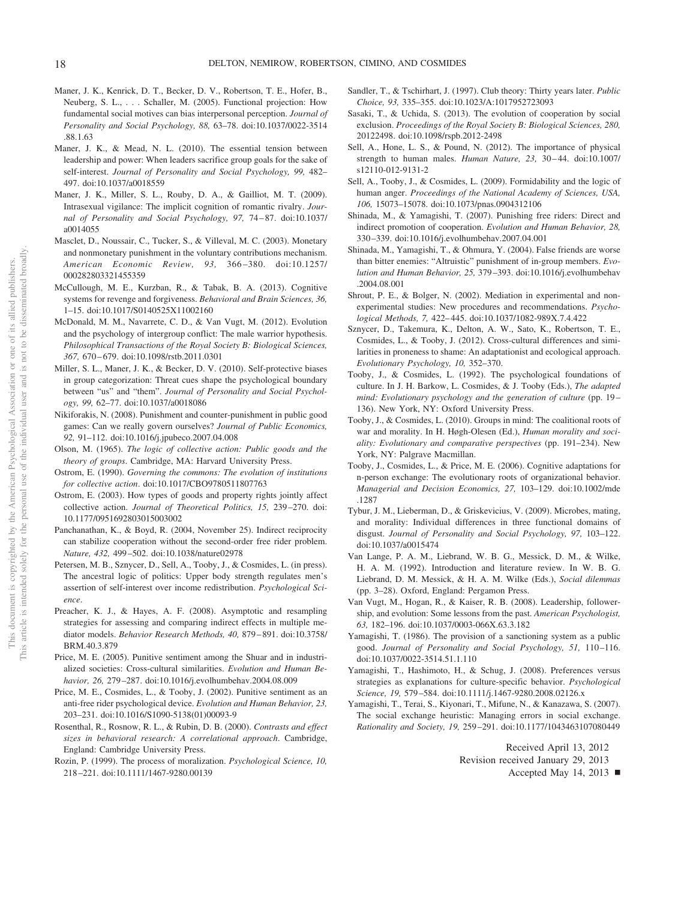Maner, J. K., Kenrick, D. T., Becker, D. V., Robertson, T. E., Hofer, B., Neuberg, S. L., . . . Schaller, M. (2005). Functional projection: How fundamental social motives can bias interpersonal perception. *Journal of Personality and Social Psychology, 88,* 63–78. doi:10.1037/0022-3514.88.1.63

Maner, J. K., & Mead, N. L. (2010). The essential tension between leadership and power: When leaders sacrifice group goals for the sake of self-interest. *Journal of Personality and Social Psychology, 99,* 482–497. doi:10.1037/a0018559

Maner, J. K., Miller, S. L., Rouby, D. A., & Gailliot, M. T. (2009). Intrasexual vigilance: The implicit cognition of romantic rivalry. *Journal of Personality and Social Psychology, 97,* 74–87. doi:10.1037/a0014055

Masclet, D., Noussair, C., Tucker, S., & Villeval, M. C. (2003). Monetary and nonmonetary punishment in the voluntary contributions mechanism. *American Economic Review, 93,* 366–380. doi:10.1257/000282803321455359

McCullough, M. E., Kurzban, R., & Tabak, B. A. (2013). Cognitive systems for revenge and forgiveness. *Behavioral and Brain Sciences, 36,* 1–15. doi:10.1017/S0140525X11002160

McDonald, M. M., Navarrete, C. D., & Van Vugt, M. (2012). Evolution and the psychology of intergroup conflict: The male warrior hypothesis. *Philosophical Transactions of the Royal Society B: Biological Sciences, 367,* 670–679. doi:10.1098/rstb.2011.0301

Miller, S. L., Maner, J. K., & Becker, D. V. (2010). Self-protective biases in group categorization: Threat cues shape the psychological boundary between "us" and "them". *Journal of Personality and Social Psychology, 99,* 62–77. doi:10.1037/a0018086

Nikiforakis, N. (2008). Punishment and counter-punishment in public good games: Can we really govern ourselves? *Journal of Public Economics, 92,* 91–112. doi:10.1016/j.jpubeco.2007.04.008

Olson, M. (1965). *The logic of collective action: Public goods and the theory of groups*. Cambridge, MA: Harvard University Press.

Ostrom, E. (1990). *Governing the commons: The evolution of institutions for collective action*. doi:10.1017/CBO9780511807763

Ostrom, E. (2003). How types of goods and property rights jointly affect collective action. *Journal of Theoretical Politics, 15,* 239–270. doi:10.1177/0951692803015003002

Panchanathan, K., & Boyd, R. (2004, November 25). Indirect reciprocity can stabilize cooperation without the second-order free rider problem. *Nature, 432,* 499–502. doi:10.1038/nature02978

Petersen, M. B., Sznycer, D., Sell, A., Tooby, J., & Cosmides, L. (in press). The ancestral logic of politics: Upper body strength regulates men's assertion of self-interest over income redistribution. *Psychological Science*.

Preacher, K. J., & Hayes, A. F. (2008). Asymptotic and resampling strategies for assessing and comparing indirect effects in multiple mediator models. *Behavior Research Methods, 40,* 879–891. doi:10.3758/BRM.40.3.879

Price, M. E. (2005). Punitive sentiment among the Shuar and in industrialized societies: Cross-cultural similarities. *Evolution and Human Behavior, 26,* 279–287. doi:10.1016/j.evolhumbehav.2004.08.009

Price, M. E., Cosmides, L., & Tooby, J. (2002). Punitive sentiment as an anti-free rider psychological device. *Evolution and Human Behavior, 23,* 203–231. doi:10.1016/S1090-5138(01)00093-9

Rosenthal, R., Rosnow, R. L., & Rubin, D. B. (2000). *Contrasts and effect sizes in behavioral research: A correlational approach*. Cambridge, England: Cambridge University Press.

Rozin, P. (1999). The process of moralization. *Psychological Science, 10,* 218–221. doi:10.1111/1467-9280.00139

Sandler, T., & Tschirhart, J. (1997). Club theory: Thirty years later. *Public Choice, 93,* 335–355. doi:10.1023/A:1017952723093

Sasaki, T., & Uchida, S. (2013). The evolution of cooperation by social exclusion. *Proceedings of the Royal Society B: Biological Sciences, 280,* 20122498. doi:10.1098/rspb.2012-2498

Sell, A., Hone, L. S., & Pound, N. (2012). The importance of physical strength to human males. *Human Nature, 23,* 30–44. doi:10.1007/s12110-012-9131-2

Sell, A., Tooby, J., & Cosmides, L. (2009). Formidability and the logic of human anger. *Proceedings of the National Academy of Sciences, USA, 106,* 15073–15078. doi:10.1073/pnas.0904312106

Shinada, M., & Yamagishi, T. (2007). Punishing free riders: Direct and indirect promotion of cooperation. *Evolution and Human Behavior, 28,* 330–339. doi:10.1016/j.evolhumbehav.2007.04.001

Shinada, M., Yamagishi, T., & Ohmura, Y. (2004). False friends are worse than bitter enemies: "Altruistic" punishment of in-group members. *Evolution and Human Behavior, 25,* 379–393. doi:10.1016/j.evolhumbehav.2004.08.001

Shrout, P. E., & Bolger, N. (2002). Mediation in experimental and nonexperimental studies: New procedures and recommendations. *Psychological Methods, 7,* 422–445. doi:10.1037/1082-989X.7.4.422

Sznycer, D., Takemura, K., Delton, A. W., Sato, K., Robertson, T. E., Cosmides, L., & Tooby, J. (2012). Cross-cultural differences and similarities in proneness to shame: An adaptationist and ecological approach. *Evolutionary Psychology, 10,* 352–370.

Tooby, J., & Cosmides, L. (1992). The psychological foundations of culture. In J. H. Barkow, L. Cosmides, & J. Tooby (Eds.), *The adapted mind: Evolutionary psychology and the generation of culture* (pp. 19–136). New York, NY: Oxford University Press.

Tooby, J., & Cosmides, L. (2010). Groups in mind: The coalitional roots of war and morality. In H. Høgh-Olesen (Ed.), *Human morality and sociality: Evolutionary and comparative perspectives* (pp. 191–234). New York, NY: Palgrave Macmillan.

Tooby, J., Cosmides, L., & Price, M. E. (2006). Cognitive adaptations for n-person exchange: The evolutionary roots of organizational behavior. *Managerial and Decision Economics, 27,* 103–129. doi:10.1002/mde.1287

Tybur, J. M., Lieberman, D., & Griskevicius, V. (2009). Microbes, mating, and morality: Individual differences in three functional domains of disgust. *Journal of Personality and Social Psychology, 97,* 103–122. doi:10.1037/a0015474

Van Lange, P. A. M., Liebrand, W. B. G., Messick, D. M., & Wilke, H. A. M. (1992). Introduction and literature review. In W. B. G. Liebrand, D. M. Messick, & H. A. M. Wilke (Eds.), *Social dilemmas* (pp. 3–28). Oxford, England: Pergamon Press.

Van Vugt, M., Hogan, R., & Kaiser, R. B. (2008). Leadership, followership, and evolution: Some lessons from the past. *American Psychologist, 63,* 182–196. doi:10.1037/0003-066X.63.3.182

Yamagishi, T. (1986). The provision of a sanctioning system as a public good. *Journal of Personality and Social Psychology, 51,* 110–116. doi:10.1037/0022-3514.51.1.110

Yamagishi, T., Hashimoto, H., & Schug, J. (2008). Preferences versus strategies as explanations for culture-specific behavior. *Psychological Science, 19,* 579–584. doi:10.1111/j.1467-9280.2008.02126.x

Yamagishi, T., Terai, S., Kiyonari, T., Mifune, N., & Kanazawa, S. (2007). The social exchange heuristic: Managing errors in social exchange. *Rationality and Society, 19,* 259–291. doi:10.1177/1043463107080449

Received April 13, 2012
Revision received January 29, 2013
Accepted May 14, 2013 ■